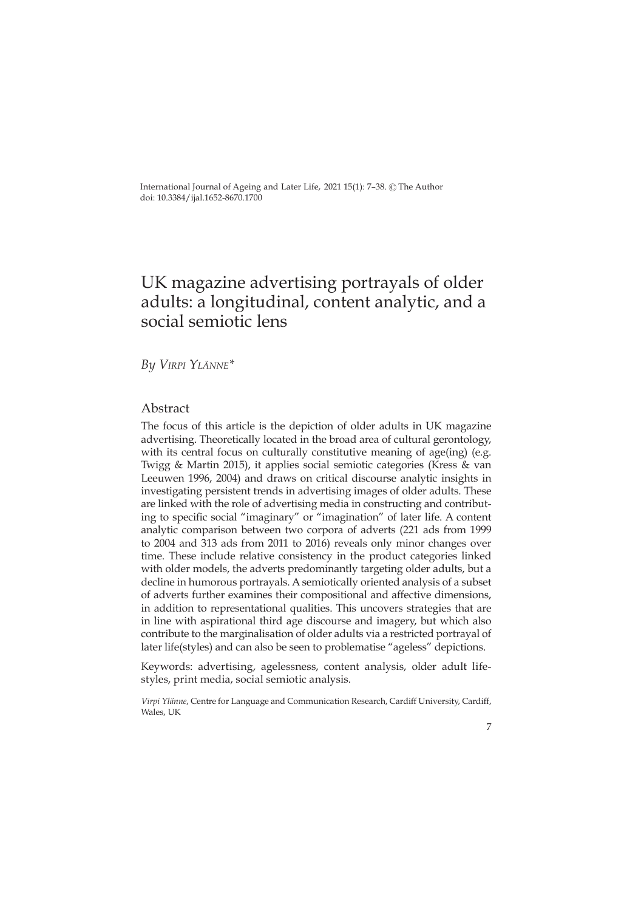International Journal of Ageing and Later Life, 2021 15(1): 7–38. © The Author
doi: 10.3384/ijal.1652-8670.1700

# UK magazine advertising portrayals of older adults: a longitudinal, content analytic, and a social semiotic lens

*By Virpi Ylänne\**

## Abstract

The focus of this article is the depiction of older adults in UK magazine advertising. Theoretically located in the broad area of cultural gerontology, with its central focus on culturally constitutive meaning of age(ing) (e.g. Twigg & Martin 2015), it applies social semiotic categories (Kress & van Leeuwen 1996, 2004) and draws on critical discourse analytic insights in investigating persistent trends in advertising images of older adults. These are linked with the role of advertising media in constructing and contributing to specific social "imaginary" or "imagination" of later life. A content analytic comparison between two corpora of adverts (221 ads from 1999 to 2004 and 313 ads from 2011 to 2016) reveals only minor changes over time. These include relative consistency in the product categories linked with older models, the adverts predominantly targeting older adults, but a decline in humorous portrayals. A semiotically oriented analysis of a subset of adverts further examines their compositional and affective dimensions, in addition to representational qualities. This uncovers strategies that are in line with aspirational third age discourse and imagery, but which also contribute to the marginalisation of older adults via a restricted portrayal of later life(styles) and can also be seen to problematise "ageless" depictions.

Keywords: advertising, agelessness, content analysis, older adult lifestyles, print media, social semiotic analysis.

*Virpi Ylänne*, Centre for Language and Communication Research, Cardiff University, Cardiff, Wales, UK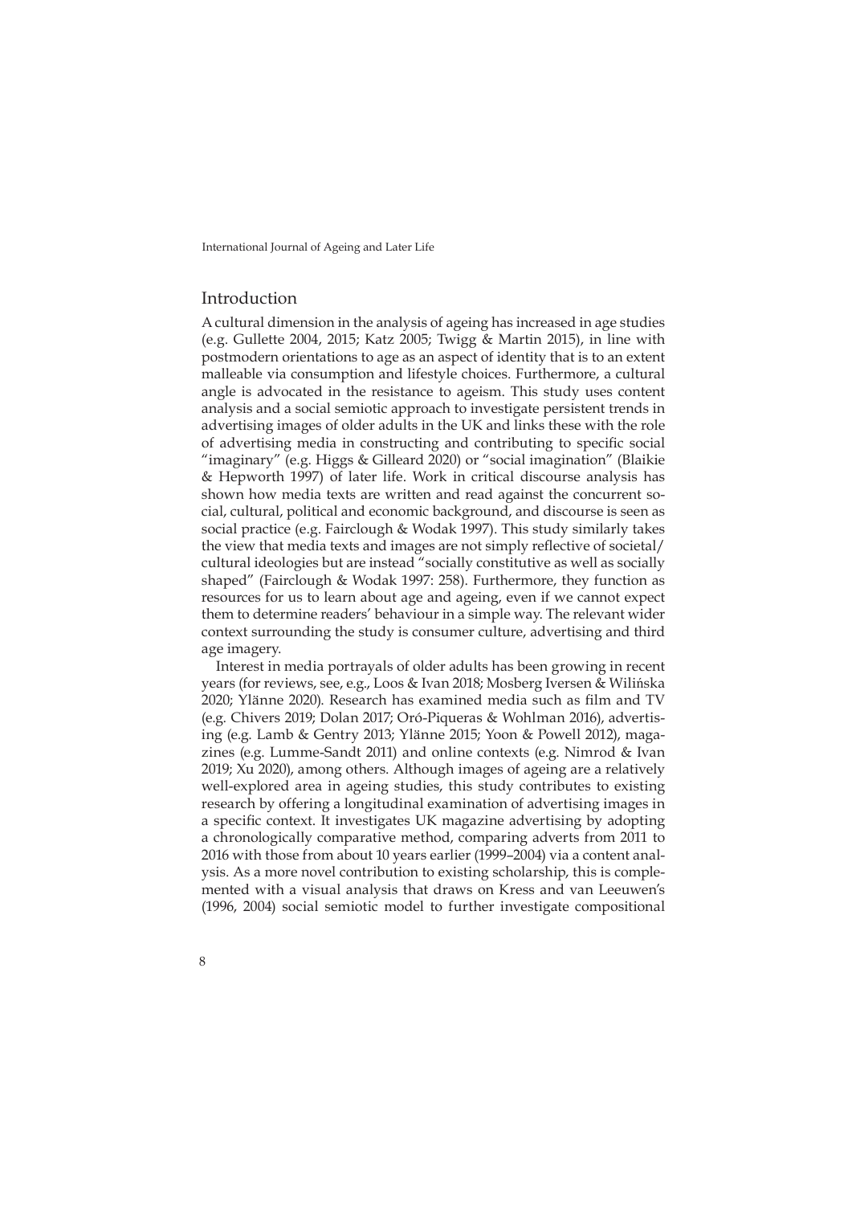## Introduction

A cultural dimension in the analysis of ageing has increased in age studies (e.g. Gullette 2004, 2015; Katz 2005; Twigg & Martin 2015), in line with postmodern orientations to age as an aspect of identity that is to an extent malleable via consumption and lifestyle choices. Furthermore, a cultural angle is advocated in the resistance to ageism. This study uses content analysis and a social semiotic approach to investigate persistent trends in advertising images of older adults in the UK and links these with the role of advertising media in constructing and contributing to specific social "imaginary" (e.g. Higgs & Gilleard 2020) or "social imagination" (Blaikie & Hepworth 1997) of later life. Work in critical discourse analysis has shown how media texts are written and read against the concurrent social, cultural, political and economic background, and discourse is seen as social practice (e.g. Fairclough & Wodak 1997). This study similarly takes the view that media texts and images are not simply reflective of societal/cultural ideologies but are instead "socially constitutive as well as socially shaped" (Fairclough & Wodak 1997: 258). Furthermore, they function as resources for us to learn about age and ageing, even if we cannot expect them to determine readers' behaviour in a simple way. The relevant wider context surrounding the study is consumer culture, advertising and third age imagery.

Interest in media portrayals of older adults has been growing in recent years (for reviews, see, e.g., Loos & Ivan 2018; Mosberg Iversen & Wilińska 2020; Ylänne 2020). Research has examined media such as film and TV (e.g. Chivers 2019; Dolan 2017; Oró-Piqueras & Wohlman 2016), advertising (e.g. Lamb & Gentry 2013; Ylänne 2015; Yoon & Powell 2012), magazines (e.g. Lumme-Sandt 2011) and online contexts (e.g. Nimrod & Ivan 2019; Xu 2020), among others. Although images of ageing are a relatively well-explored area in ageing studies, this study contributes to existing research by offering a longitudinal examination of advertising images in a specific context. It investigates UK magazine advertising by adopting a chronologically comparative method, comparing adverts from 2011 to 2016 with those from about 10 years earlier (1999–2004) via a content analysis. As a more novel contribution to existing scholarship, this is complemented with a visual analysis that draws on Kress and van Leeuwen's (1996, 2004) social semiotic model to further investigate compositional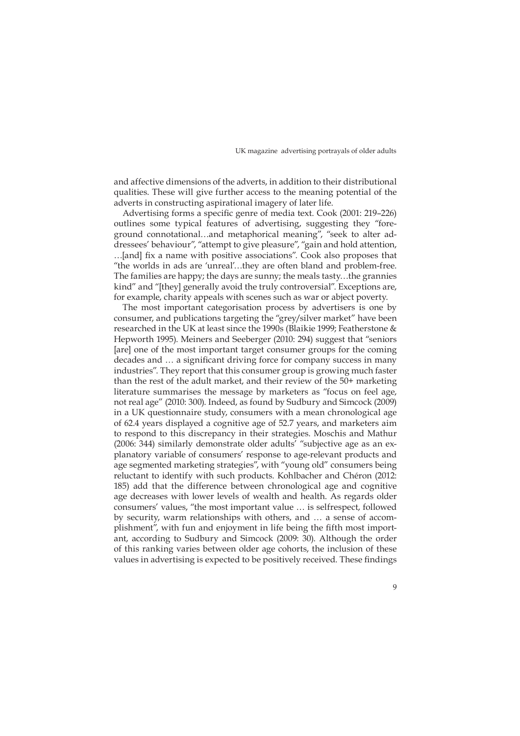and affective dimensions of the adverts, in addition to their distributional qualities. These will give further access to the meaning potential of the adverts in constructing aspirational imagery of later life.

Advertising forms a specific genre of media text. Cook (2001: 219–226) outlines some typical features of advertising, suggesting they "foreground connotational…and metaphorical meaning", "seek to alter addressees' behaviour", "attempt to give pleasure", "gain and hold attention, …[and] fix a name with positive associations". Cook also proposes that "the worlds in ads are 'unreal'…they are often bland and problem-free. The families are happy; the days are sunny; the meals tasty…the grannies kind" and "[they] generally avoid the truly controversial". Exceptions are, for example, charity appeals with scenes such as war or abject poverty.

The most important categorisation process by advertisers is one by consumer, and publications targeting the "grey/silver market" have been researched in the UK at least since the 1990s (Blaikie 1999; Featherstone & Hepworth 1995). Meiners and Seeberger (2010: 294) suggest that "seniors [are] one of the most important target consumer groups for the coming decades and … a significant driving force for company success in many industries". They report that this consumer group is growing much faster than the rest of the adult market, and their review of the 50+ marketing literature summarises the message by marketers as "focus on feel age, not real age" (2010: 300). Indeed, as found by Sudbury and Simcock (2009) in a UK questionnaire study, consumers with a mean chronological age of 62.4 years displayed a cognitive age of 52.7 years, and marketers aim to respond to this discrepancy in their strategies. Moschis and Mathur (2006: 344) similarly demonstrate older adults' "subjective age as an explanatory variable of consumers' response to age-relevant products and age segmented marketing strategies", with "young old" consumers being reluctant to identify with such products. Kohlbacher and Chéron (2012: 185) add that the difference between chronological age and cognitive age decreases with lower levels of wealth and health. As regards older consumers' values, "the most important value … is selfrespect, followed by security, warm relationships with others, and … a sense of accomplishment", with fun and enjoyment in life being the fifth most important, according to Sudbury and Simcock (2009: 30). Although the order of this ranking varies between older age cohorts, the inclusion of these values in advertising is expected to be positively received. These findings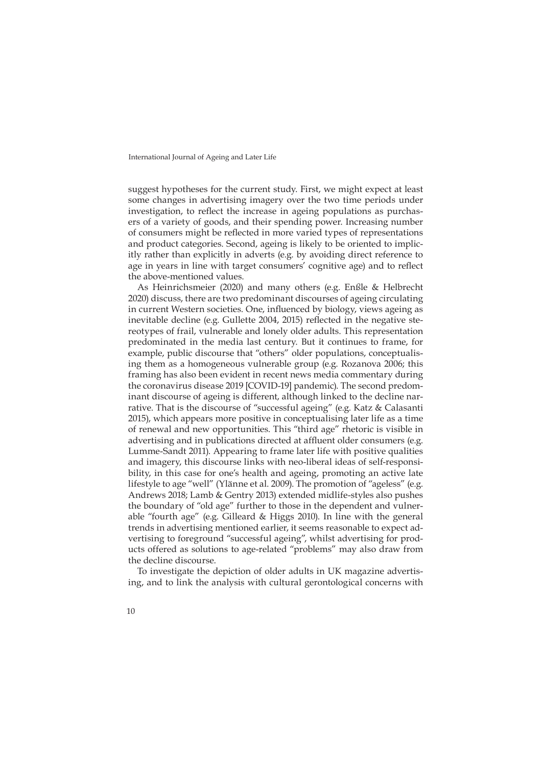suggest hypotheses for the current study. First, we might expect at least some changes in advertising imagery over the two time periods under investigation, to reflect the increase in ageing populations as purchasers of a variety of goods, and their spending power. Increasing number of consumers might be reflected in more varied types of representations and product categories. Second, ageing is likely to be oriented to implicitly rather than explicitly in adverts (e.g. by avoiding direct reference to age in years in line with target consumers' cognitive age) and to reflect the above-mentioned values.

As Heinrichsmeier (2020) and many others (e.g. Enßle & Helbrecht 2020) discuss, there are two predominant discourses of ageing circulating in current Western societies. One, influenced by biology, views ageing as inevitable decline (e.g. Gullette 2004, 2015) reflected in the negative stereotypes of frail, vulnerable and lonely older adults. This representation predominated in the media last century. But it continues to frame, for example, public discourse that "others" older populations, conceptualising them as a homogeneous vulnerable group (e.g. Rozanova 2006; this framing has also been evident in recent news media commentary during the coronavirus disease 2019 [COVID-19] pandemic). The second predominant discourse of ageing is different, although linked to the decline narrative. That is the discourse of "successful ageing" (e.g. Katz & Calasanti 2015), which appears more positive in conceptualising later life as a time of renewal and new opportunities. This "third age" rhetoric is visible in advertising and in publications directed at affluent older consumers (e.g. Lumme-Sandt 2011). Appearing to frame later life with positive qualities and imagery, this discourse links with neo-liberal ideas of self-responsibility, in this case for one's health and ageing, promoting an active late lifestyle to age "well" (Ylänne et al. 2009). The promotion of "ageless" (e.g. Andrews 2018; Lamb & Gentry 2013) extended midlife-styles also pushes the boundary of "old age" further to those in the dependent and vulnerable "fourth age" (e.g. Gilleard & Higgs 2010). In line with the general trends in advertising mentioned earlier, it seems reasonable to expect advertising to foreground "successful ageing", whilst advertising for products offered as solutions to age-related "problems" may also draw from the decline discourse.

To investigate the depiction of older adults in UK magazine advertising, and to link the analysis with cultural gerontological concerns with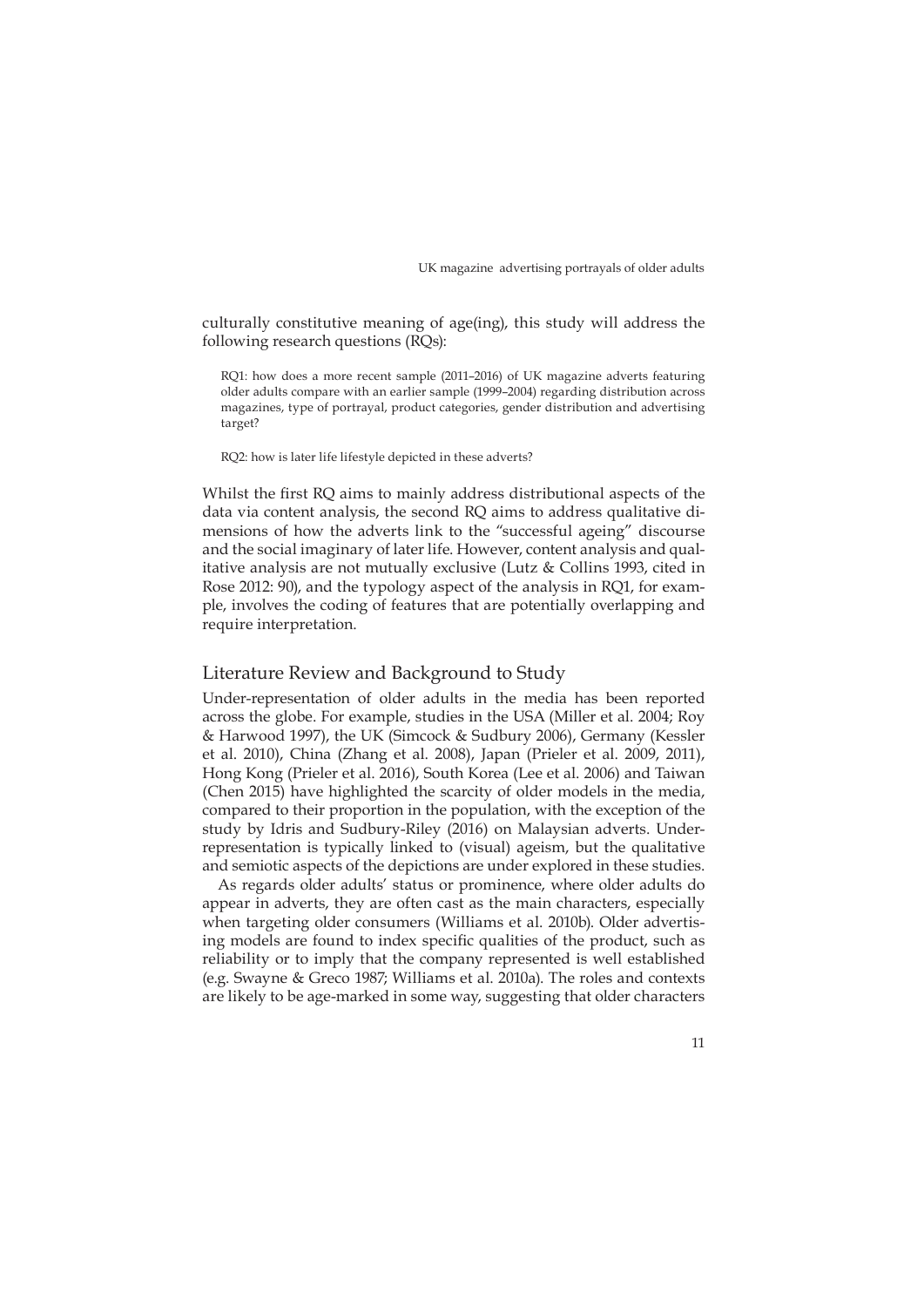culturally constitutive meaning of age(ing), this study will address the following research questions (RQs):

> RQ1: how does a more recent sample (2011–2016) of UK magazine adverts featuring older adults compare with an earlier sample (1999–2004) regarding distribution across magazines, type of portrayal, product categories, gender distribution and advertising target?

> RQ2: how is later life lifestyle depicted in these adverts?

Whilst the first RQ aims to mainly address distributional aspects of the data via content analysis, the second RQ aims to address qualitative dimensions of how the adverts link to the "successful ageing" discourse and the social imaginary of later life. However, content analysis and qualitative analysis are not mutually exclusive (Lutz & Collins 1993, cited in Rose 2012: 90), and the typology aspect of the analysis in RQ1, for example, involves the coding of features that are potentially overlapping and require interpretation.

## Literature Review and Background to Study

Under-representation of older adults in the media has been reported across the globe. For example, studies in the USA (Miller et al. 2004; Roy & Harwood 1997), the UK (Simcock & Sudbury 2006), Germany (Kessler et al. 2010), China (Zhang et al. 2008), Japan (Prieler et al. 2009, 2011), Hong Kong (Prieler et al. 2016), South Korea (Lee et al. 2006) and Taiwan (Chen 2015) have highlighted the scarcity of older models in the media, compared to their proportion in the population, with the exception of the study by Idris and Sudbury-Riley (2016) on Malaysian adverts. Under-representation is typically linked to (visual) ageism, but the qualitative and semiotic aspects of the depictions are under explored in these studies.

As regards older adults' status or prominence, where older adults do appear in adverts, they are often cast as the main characters, especially when targeting older consumers (Williams et al. 2010b). Older advertising models are found to index specific qualities of the product, such as reliability or to imply that the company represented is well established (e.g. Swayne & Greco 1987; Williams et al. 2010a). The roles and contexts are likely to be age-marked in some way, suggesting that older characters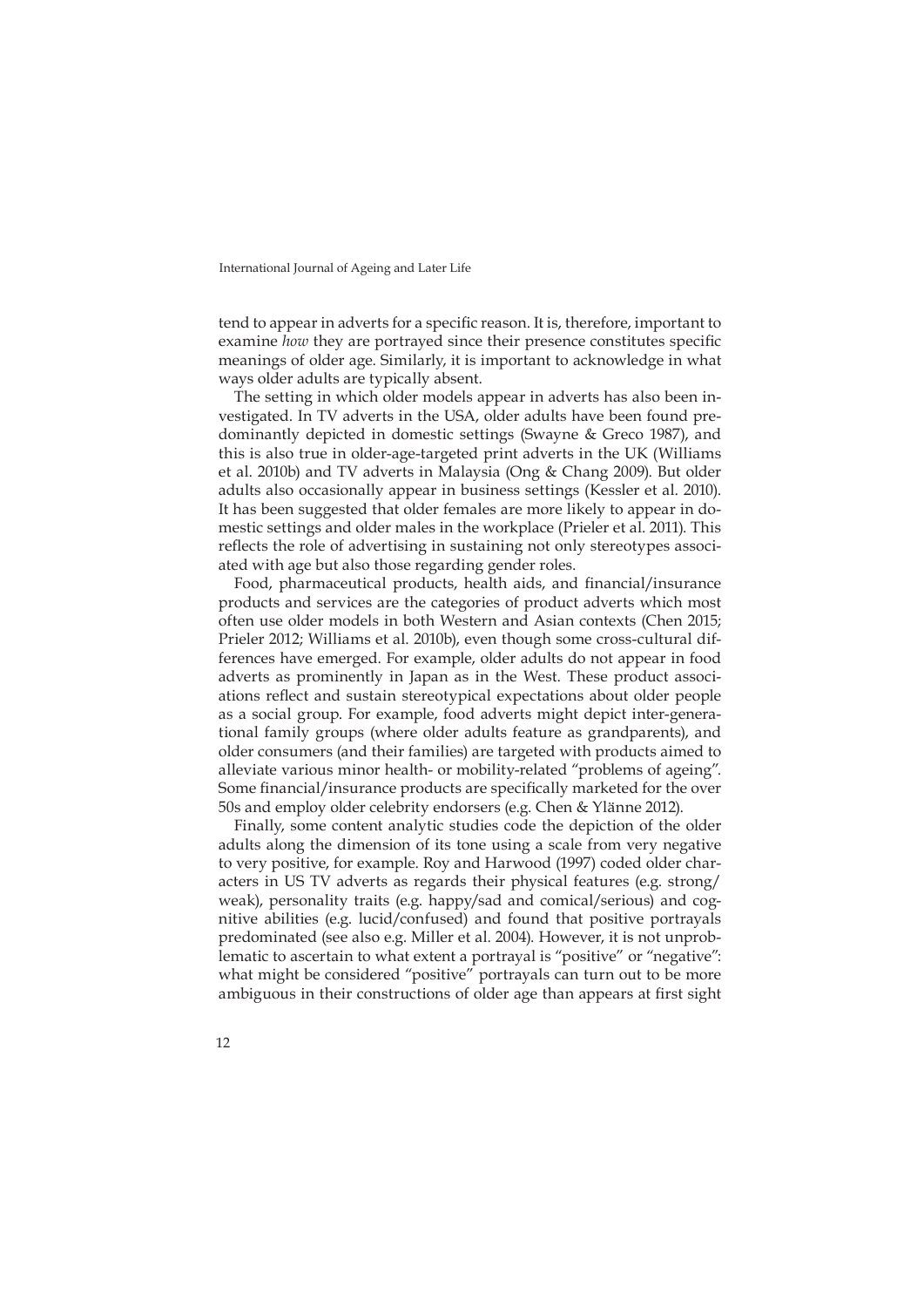tend to appear in adverts for a specific reason. It is, therefore, important to examine *how* they are portrayed since their presence constitutes specific meanings of older age. Similarly, it is important to acknowledge in what ways older adults are typically absent.

The setting in which older models appear in adverts has also been investigated. In TV adverts in the USA, older adults have been found predominantly depicted in domestic settings (Swayne & Greco 1987), and this is also true in older-age-targeted print adverts in the UK (Williams et al. 2010b) and TV adverts in Malaysia (Ong & Chang 2009). But older adults also occasionally appear in business settings (Kessler et al. 2010). It has been suggested that older females are more likely to appear in domestic settings and older males in the workplace (Prieler et al. 2011). This reflects the role of advertising in sustaining not only stereotypes associated with age but also those regarding gender roles.

Food, pharmaceutical products, health aids, and financial/insurance products and services are the categories of product adverts which most often use older models in both Western and Asian contexts (Chen 2015; Prieler 2012; Williams et al. 2010b), even though some cross-cultural differences have emerged. For example, older adults do not appear in food adverts as prominently in Japan as in the West. These product associations reflect and sustain stereotypical expectations about older people as a social group. For example, food adverts might depict inter-generational family groups (where older adults feature as grandparents), and older consumers (and their families) are targeted with products aimed to alleviate various minor health- or mobility-related "problems of ageing". Some financial/insurance products are specifically marketed for the over 50s and employ older celebrity endorsers (e.g. Chen & Ylänne 2012).

Finally, some content analytic studies code the depiction of the older adults along the dimension of its tone using a scale from very negative to very positive, for example. Roy and Harwood (1997) coded older characters in US TV adverts as regards their physical features (e.g. strong/weak), personality traits (e.g. happy/sad and comical/serious) and cognitive abilities (e.g. lucid/confused) and found that positive portrayals predominated (see also e.g. Miller et al. 2004). However, it is not unproblematic to ascertain to what extent a portrayal is "positive" or "negative": what might be considered "positive" portrayals can turn out to be more ambiguous in their constructions of older age than appears at first sight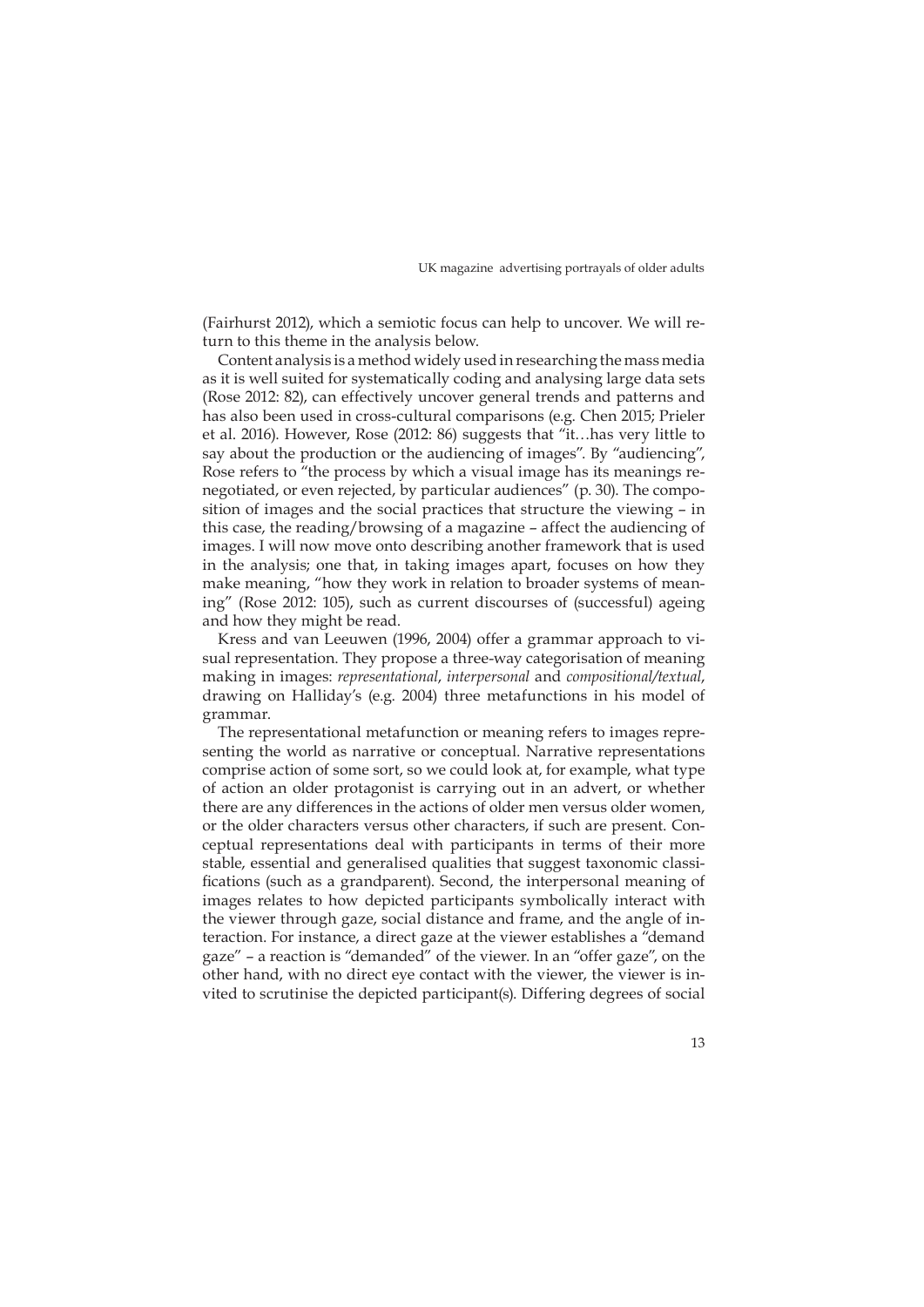(Fairhurst 2012), which a semiotic focus can help to uncover. We will return to this theme in the analysis below.

Content analysis is a method widely used in researching the mass media as it is well suited for systematically coding and analysing large data sets (Rose 2012: 82), can effectively uncover general trends and patterns and has also been used in cross-cultural comparisons (e.g. Chen 2015; Prieler et al. 2016). However, Rose (2012: 86) suggests that "it…has very little to say about the production or the audiencing of images". By "audiencing", Rose refers to "the process by which a visual image has its meanings renegotiated, or even rejected, by particular audiences" (p. 30). The composition of images and the social practices that structure the viewing – in this case, the reading/browsing of a magazine – affect the audiencing of images. I will now move onto describing another framework that is used in the analysis; one that, in taking images apart, focuses on how they make meaning, "how they work in relation to broader systems of meaning" (Rose 2012: 105), such as current discourses of (successful) ageing and how they might be read.

Kress and van Leeuwen (1996, 2004) offer a grammar approach to visual representation. They propose a three-way categorisation of meaning making in images: *representational*, *interpersonal* and *compositional/textual*, drawing on Halliday's (e.g. 2004) three metafunctions in his model of grammar.

The representational metafunction or meaning refers to images representing the world as narrative or conceptual. Narrative representations comprise action of some sort, so we could look at, for example, what type of action an older protagonist is carrying out in an advert, or whether there are any differences in the actions of older men versus older women, or the older characters versus other characters, if such are present. Conceptual representations deal with participants in terms of their more stable, essential and generalised qualities that suggest taxonomic classifications (such as a grandparent). Second, the interpersonal meaning of images relates to how depicted participants symbolically interact with the viewer through gaze, social distance and frame, and the angle of interaction. For instance, a direct gaze at the viewer establishes a "demand gaze" – a reaction is "demanded" of the viewer. In an "offer gaze", on the other hand, with no direct eye contact with the viewer, the viewer is invited to scrutinise the depicted participant(s). Differing degrees of social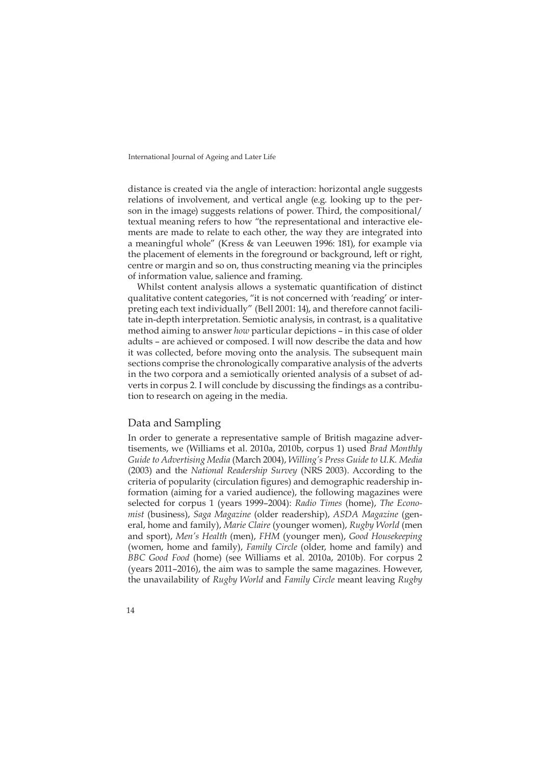distance is created via the angle of interaction: horizontal angle suggests relations of involvement, and vertical angle (e.g. looking up to the person in the image) suggests relations of power. Third, the compositional/textual meaning refers to how "the representational and interactive elements are made to relate to each other, the way they are integrated into a meaningful whole" (Kress & van Leeuwen 1996: 181), for example via the placement of elements in the foreground or background, left or right, centre or margin and so on, thus constructing meaning via the principles of information value, salience and framing.

Whilst content analysis allows a systematic quantification of distinct qualitative content categories, "it is not concerned with 'reading' or interpreting each text individually" (Bell 2001: 14), and therefore cannot facilitate in-depth interpretation. Semiotic analysis, in contrast, is a qualitative method aiming to answer *how* particular depictions – in this case of older adults – are achieved or composed. I will now describe the data and how it was collected, before moving onto the analysis. The subsequent main sections comprise the chronologically comparative analysis of the adverts in the two corpora and a semiotically oriented analysis of a subset of adverts in corpus 2. I will conclude by discussing the findings as a contribution to research on ageing in the media.

## Data and Sampling

In order to generate a representative sample of British magazine advertisements, we (Williams et al. 2010a, 2010b, corpus 1) used *Brad Monthly Guide to Advertising Media* (March 2004), *Willing's Press Guide to U.K. Media* (2003) and the *National Readership Survey* (NRS 2003). According to the criteria of popularity (circulation figures) and demographic readership information (aiming for a varied audience), the following magazines were selected for corpus 1 (years 1999–2004): *Radio Times* (home), *The Economist* (business), *Saga Magazine* (older readership), *ASDA Magazine* (general, home and family), *Marie Claire* (younger women), *Rugby World* (men and sport), *Men's Health* (men), *FHM* (younger men), *Good Housekeeping* (women, home and family), *Family Circle* (older, home and family) and *BBC Good Food* (home) (see Williams et al. 2010a, 2010b). For corpus 2 (years 2011–2016), the aim was to sample the same magazines. However, the unavailability of *Rugby World* and *Family Circle* meant leaving *Rugby*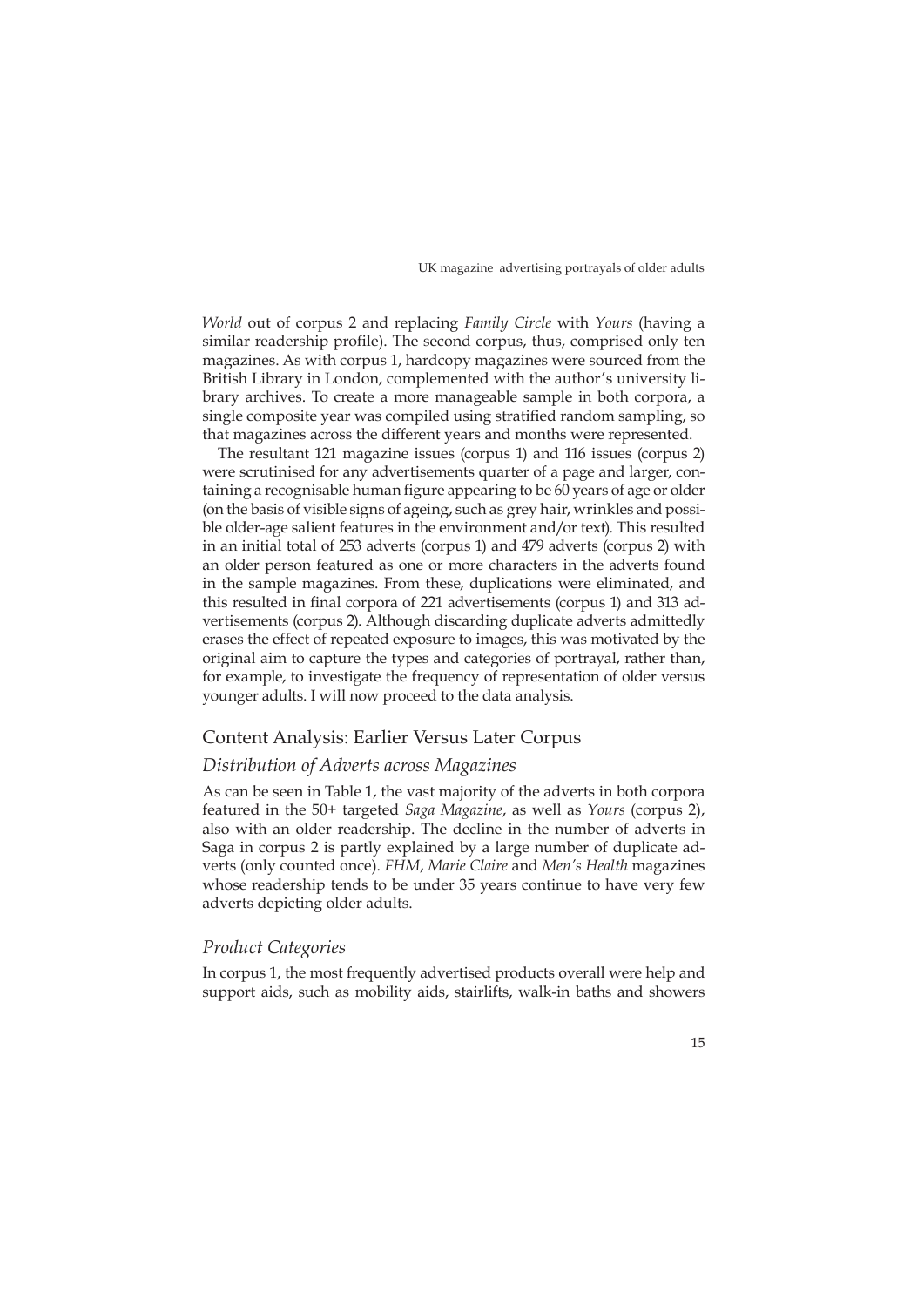*World* out of corpus 2 and replacing *Family Circle* with *Yours* (having a similar readership profile). The second corpus, thus, comprised only ten magazines. As with corpus 1, hardcopy magazines were sourced from the British Library in London, complemented with the author's university library archives. To create a more manageable sample in both corpora, a single composite year was compiled using stratified random sampling, so that magazines across the different years and months were represented.

The resultant 121 magazine issues (corpus 1) and 116 issues (corpus 2) were scrutinised for any advertisements quarter of a page and larger, containing a recognisable human figure appearing to be 60 years of age or older (on the basis of visible signs of ageing, such as grey hair, wrinkles and possible older-age salient features in the environment and/or text). This resulted in an initial total of 253 adverts (corpus 1) and 479 adverts (corpus 2) with an older person featured as one or more characters in the adverts found in the sample magazines. From these, duplications were eliminated, and this resulted in final corpora of 221 advertisements (corpus 1) and 313 advertisements (corpus 2). Although discarding duplicate adverts admittedly erases the effect of repeated exposure to images, this was motivated by the original aim to capture the types and categories of portrayal, rather than, for example, to investigate the frequency of representation of older versus younger adults. I will now proceed to the data analysis.

## Content Analysis: Earlier Versus Later Corpus

### *Distribution of Adverts across Magazines*

As can be seen in Table 1, the vast majority of the adverts in both corpora featured in the 50+ targeted *Saga Magazine*, as well as *Yours* (corpus 2), also with an older readership. The decline in the number of adverts in Saga in corpus 2 is partly explained by a large number of duplicate adverts (only counted once). *FHM*, *Marie Claire* and *Men's Health* magazines whose readership tends to be under 35 years continue to have very few adverts depicting older adults.

### *Product Categories*

In corpus 1, the most frequently advertised products overall were help and support aids, such as mobility aids, stairlifts, walk-in baths and showers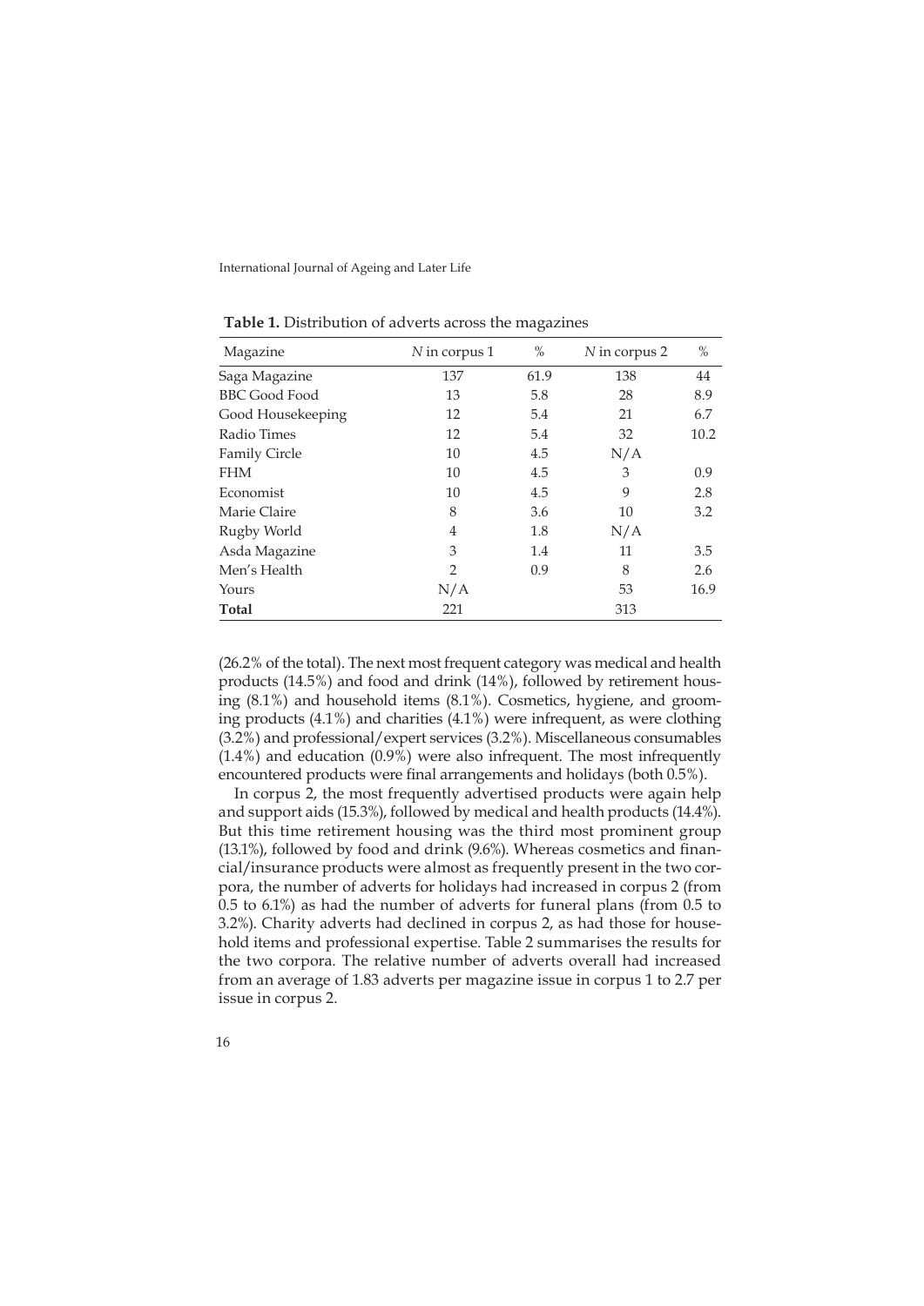**Table 1.** Distribution of adverts across the magazines

| Magazine | *N* in corpus 1 | % | *N* in corpus 2 | % |
|---|---|---|---|---|
| Saga Magazine | 137 | 61.9 | 138 | 44 |
| BBC Good Food | 13 | 5.8 | 28 | 8.9 |
| Good Housekeeping | 12 | 5.4 | 21 | 6.7 |
| Radio Times | 12 | 5.4 | 32 | 10.2 |
| Family Circle | 10 | 4.5 | N/A | |
| FHM | 10 | 4.5 | 3 | 0.9 |
| Economist | 10 | 4.5 | 9 | 2.8 |
| Marie Claire | 8 | 3.6 | 10 | 3.2 |
| Rugby World | 4 | 1.8 | N/A | |
| Asda Magazine | 3 | 1.4 | 11 | 3.5 |
| Men's Health | 2 | 0.9 | 8 | 2.6 |
| Yours | N/A | | 53 | 16.9 |
| **Total** | 221 | | 313 | |

(26.2% of the total). The next most frequent category was medical and health products (14.5%) and food and drink (14%), followed by retirement housing (8.1%) and household items (8.1%). Cosmetics, hygiene, and grooming products (4.1%) and charities (4.1%) were infrequent, as were clothing (3.2%) and professional/expert services (3.2%). Miscellaneous consumables (1.4%) and education (0.9%) were also infrequent. The most infrequently encountered products were final arrangements and holidays (both 0.5%).

In corpus 2, the most frequently advertised products were again help and support aids (15.3%), followed by medical and health products (14.4%). But this time retirement housing was the third most prominent group (13.1%), followed by food and drink (9.6%). Whereas cosmetics and financial/insurance products were almost as frequently present in the two corpora, the number of adverts for holidays had increased in corpus 2 (from 0.5 to 6.1%) as had the number of adverts for funeral plans (from 0.5 to 3.2%). Charity adverts had declined in corpus 2, as had those for household items and professional expertise. Table 2 summarises the results for the two corpora. The relative number of adverts overall had increased from an average of 1.83 adverts per magazine issue in corpus 1 to 2.7 per issue in corpus 2.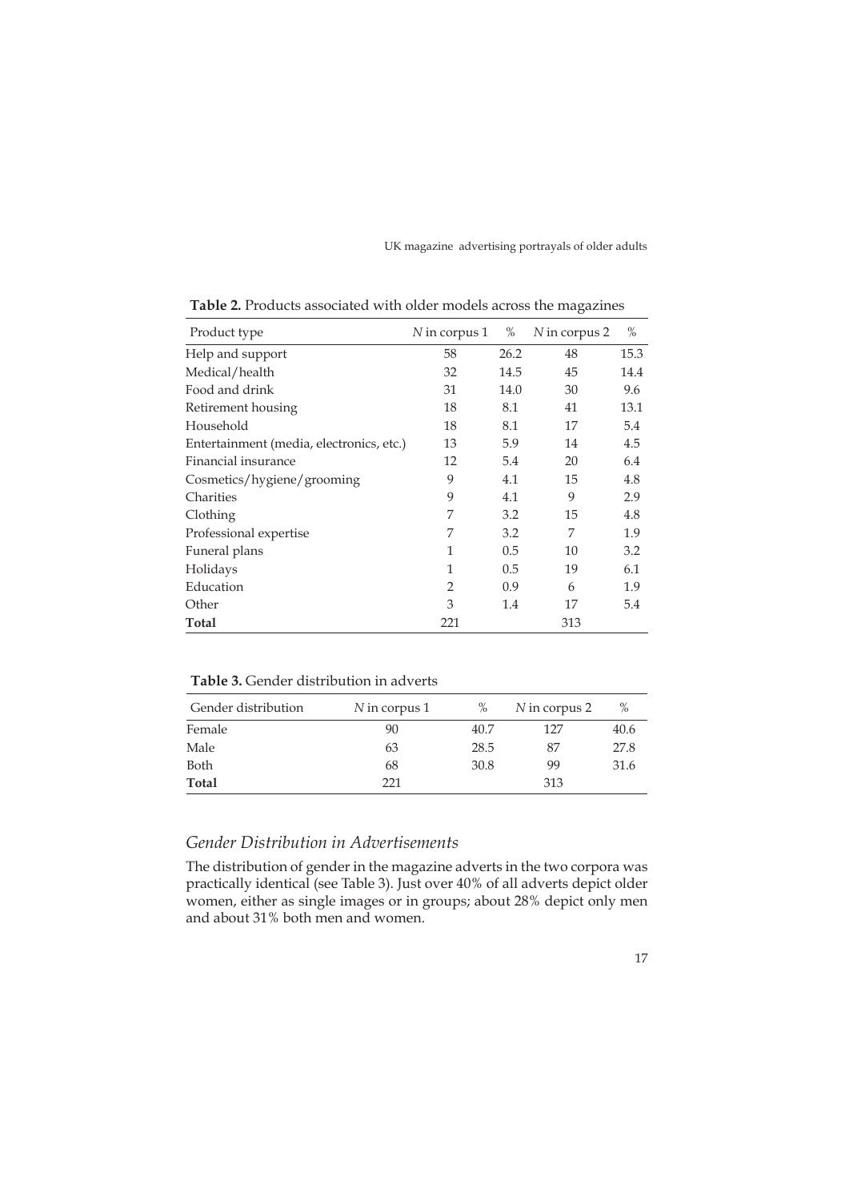**Table 2.** Products associated with older models across the magazines

| Product type | *N* in corpus 1 | % | *N* in corpus 2 | % |
|---|---|---|---|---|
| Help and support | 58 | 26.2 | 48 | 15.3 |
| Medical/health | 32 | 14.5 | 45 | 14.4 |
| Food and drink | 31 | 14.0 | 30 | 9.6 |
| Retirement housing | 18 | 8.1 | 41 | 13.1 |
| Household | 18 | 8.1 | 17 | 5.4 |
| Entertainment (media, electronics, etc.) | 13 | 5.9 | 14 | 4.5 |
| Financial insurance | 12 | 5.4 | 20 | 6.4 |
| Cosmetics/hygiene/grooming | 9 | 4.1 | 15 | 4.8 |
| Charities | 9 | 4.1 | 9 | 2.9 |
| Clothing | 7 | 3.2 | 15 | 4.8 |
| Professional expertise | 7 | 3.2 | 7 | 1.9 |
| Funeral plans | 1 | 0.5 | 10 | 3.2 |
| Holidays | 1 | 0.5 | 19 | 6.1 |
| Education | 2 | 0.9 | 6 | 1.9 |
| Other | 3 | 1.4 | 17 | 5.4 |
| **Total** | 221 | | 313 | |

**Table 3.** Gender distribution in adverts

| Gender distribution | *N* in corpus 1 | % | *N* in corpus 2 | % |
|---|---|---|---|---|
| Female | 90 | 40.7 | 127 | 40.6 |
| Male | 63 | 28.5 | 87 | 27.8 |
| Both | 68 | 30.8 | 99 | 31.6 |
| **Total** | 221 | | 313 | |

### *Gender Distribution in Advertisements*

The distribution of gender in the magazine adverts in the two corpora was practically identical (see Table 3). Just over 40% of all adverts depict older women, either as single images or in groups; about 28% depict only men and about 31% both men and women.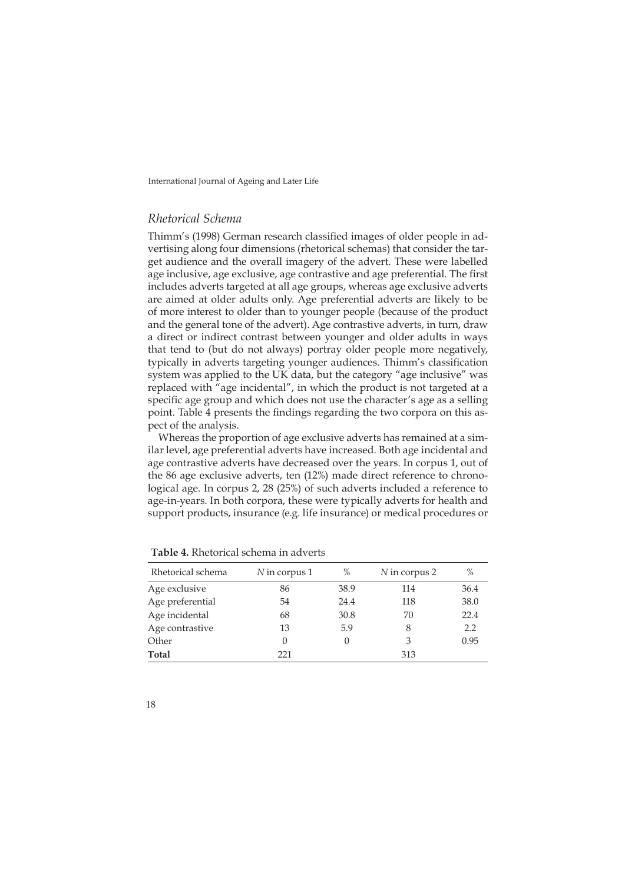### *Rhetorical Schema*

Thimm's (1998) German research classified images of older people in advertising along four dimensions (rhetorical schemas) that consider the target audience and the overall imagery of the advert. These were labelled age inclusive, age exclusive, age contrastive and age preferential. The first includes adverts targeted at all age groups, whereas age exclusive adverts are aimed at older adults only. Age preferential adverts are likely to be of more interest to older than to younger people (because of the product and the general tone of the advert). Age contrastive adverts, in turn, draw a direct or indirect contrast between younger and older adults in ways that tend to (but do not always) portray older people more negatively, typically in adverts targeting younger audiences. Thimm's classification system was applied to the UK data, but the category "age inclusive" was replaced with "age incidental", in which the product is not targeted at a specific age group and which does not use the character's age as a selling point. Table 4 presents the findings regarding the two corpora on this aspect of the analysis.

Whereas the proportion of age exclusive adverts has remained at a similar level, age preferential adverts have increased. Both age incidental and age contrastive adverts have decreased over the years. In corpus 1, out of the 86 age exclusive adverts, ten (12%) made direct reference to chronological age. In corpus 2, 28 (25%) of such adverts included a reference to age-in-years. In both corpora, these were typically adverts for health and support products, insurance (e.g. life insurance) or medical procedures or

**Table 4.** Rhetorical schema in adverts

| Rhetorical schema | *N* in corpus 1 | % | *N* in corpus 2 | % |
|---|---|---|---|---|
| Age exclusive | 86 | 38.9 | 114 | 36.4 |
| Age preferential | 54 | 24.4 | 118 | 38.0 |
| Age incidental | 68 | 30.8 | 70 | 22.4 |
| Age contrastive | 13 | 5.9 | 8 | 2.2 |
| Other | 0 | 0 | 3 | 0.95 |
| **Total** | 221 | | 313 | |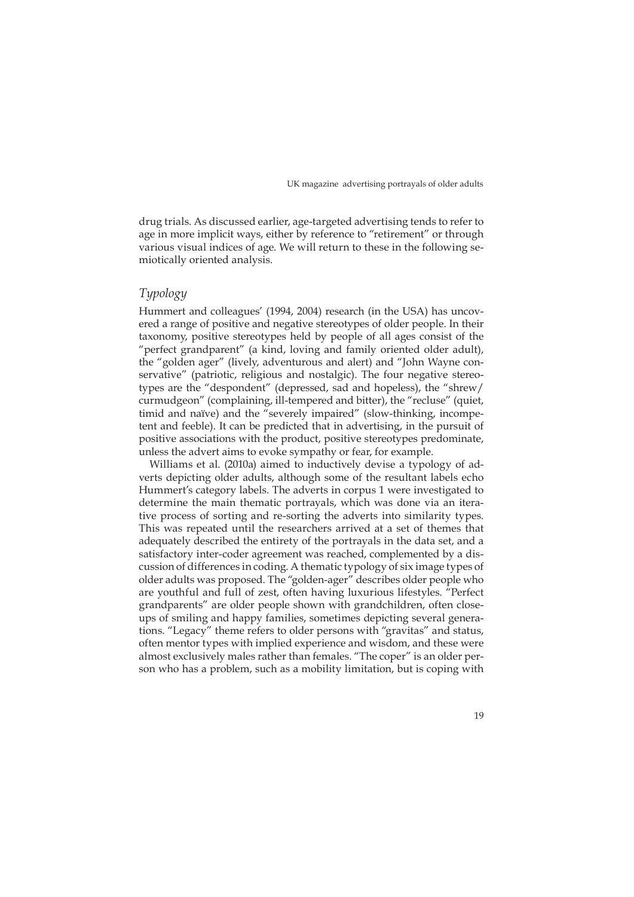drug trials. As discussed earlier, age-targeted advertising tends to refer to age in more implicit ways, either by reference to "retirement" or through various visual indices of age. We will return to these in the following semiotically oriented analysis.

## *Typology*

Hummert and colleagues' (1994, 2004) research (in the USA) has uncovered a range of positive and negative stereotypes of older people. In their taxonomy, positive stereotypes held by people of all ages consist of the "perfect grandparent" (a kind, loving and family oriented older adult), the "golden ager" (lively, adventurous and alert) and "John Wayne conservative" (patriotic, religious and nostalgic). The four negative stereotypes are the "despondent" (depressed, sad and hopeless), the "shrew/curmudgeon" (complaining, ill-tempered and bitter), the "recluse" (quiet, timid and naïve) and the "severely impaired" (slow-thinking, incompetent and feeble). It can be predicted that in advertising, in the pursuit of positive associations with the product, positive stereotypes predominate, unless the advert aims to evoke sympathy or fear, for example.

Williams et al. (2010a) aimed to inductively devise a typology of adverts depicting older adults, although some of the resultant labels echo Hummert's category labels. The adverts in corpus 1 were investigated to determine the main thematic portrayals, which was done via an iterative process of sorting and re-sorting the adverts into similarity types. This was repeated until the researchers arrived at a set of themes that adequately described the entirety of the portrayals in the data set, and a satisfactory inter-coder agreement was reached, complemented by a discussion of differences in coding. A thematic typology of six image types of older adults was proposed. The "golden-ager" describes older people who are youthful and full of zest, often having luxurious lifestyles. "Perfect grandparents" are older people shown with grandchildren, often close-ups of smiling and happy families, sometimes depicting several generations. "Legacy" theme refers to older persons with "gravitas" and status, often mentor types with implied experience and wisdom, and these were almost exclusively males rather than females. "The coper" is an older person who has a problem, such as a mobility limitation, but is coping with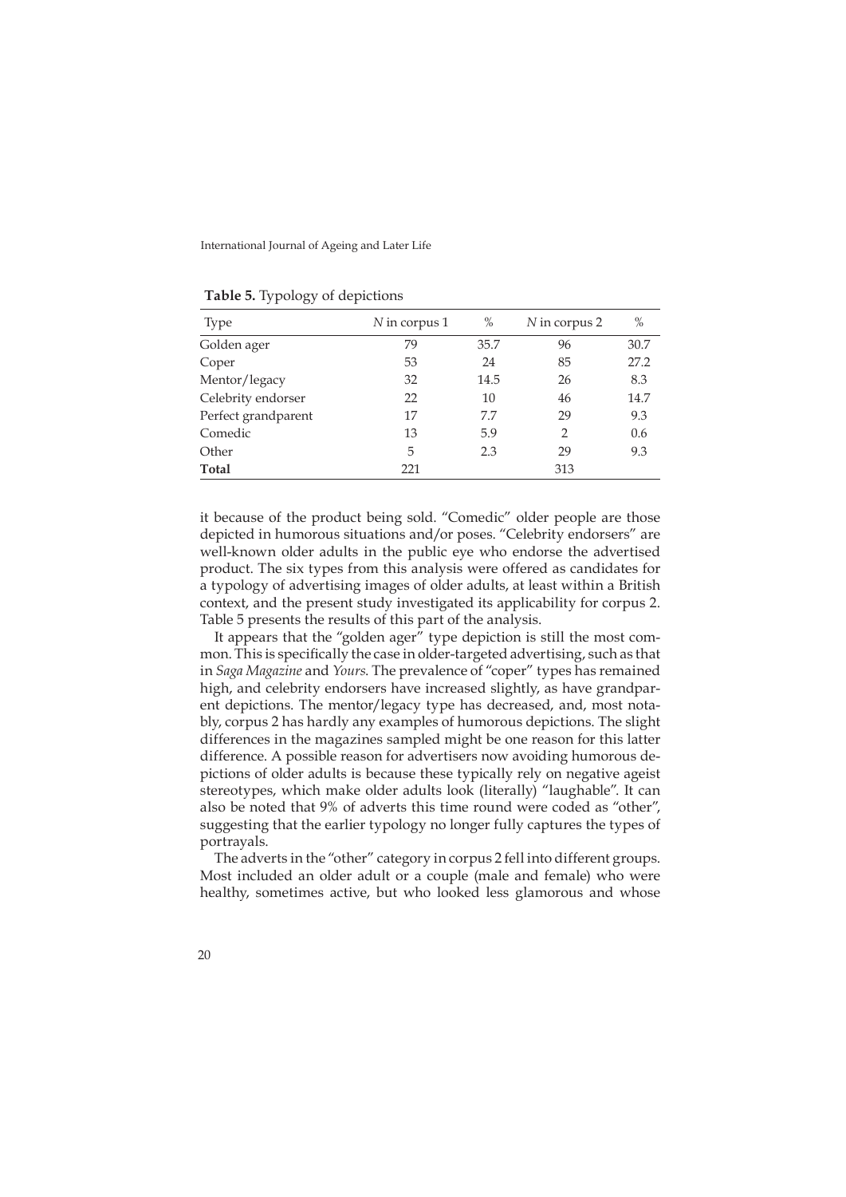**Table 5.** Typology of depictions

| Type | *N* in corpus 1 | % | *N* in corpus 2 | % |
|---|---|---|---|---|
| Golden ager | 79 | 35.7 | 96 | 30.7 |
| Coper | 53 | 24 | 85 | 27.2 |
| Mentor/legacy | 32 | 14.5 | 26 | 8.3 |
| Celebrity endorser | 22 | 10 | 46 | 14.7 |
| Perfect grandparent | 17 | 7.7 | 29 | 9.3 |
| Comedic | 13 | 5.9 | 2 | 0.6 |
| Other | 5 | 2.3 | 29 | 9.3 |
| **Total** | 221 | | 313 | |

it because of the product being sold. "Comedic" older people are those depicted in humorous situations and/or poses. "Celebrity endorsers" are well-known older adults in the public eye who endorse the advertised product. The six types from this analysis were offered as candidates for a typology of advertising images of older adults, at least within a British context, and the present study investigated its applicability for corpus 2. Table 5 presents the results of this part of the analysis.

It appears that the "golden ager" type depiction is still the most common. This is specifically the case in older-targeted advertising, such as that in *Saga Magazine* and *Yours*. The prevalence of "coper" types has remained high, and celebrity endorsers have increased slightly, as have grandparent depictions. The mentor/legacy type has decreased, and, most notably, corpus 2 has hardly any examples of humorous depictions. The slight differences in the magazines sampled might be one reason for this latter difference. A possible reason for advertisers now avoiding humorous depictions of older adults is because these typically rely on negative ageist stereotypes, which make older adults look (literally) "laughable". It can also be noted that 9% of adverts this time round were coded as "other", suggesting that the earlier typology no longer fully captures the types of portrayals.

The adverts in the "other" category in corpus 2 fell into different groups. Most included an older adult or a couple (male and female) who were healthy, sometimes active, but who looked less glamorous and whose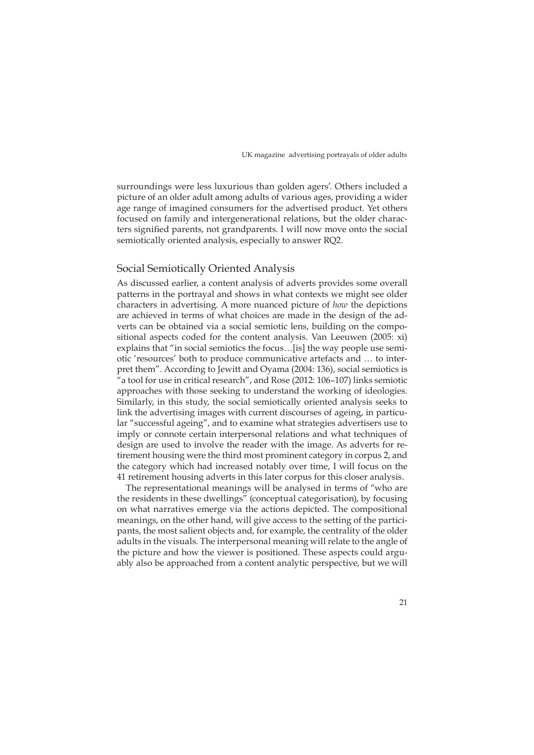surroundings were less luxurious than golden agers'. Others included a picture of an older adult among adults of various ages, providing a wider age range of imagined consumers for the advertised product. Yet others focused on family and intergenerational relations, but the older characters signified parents, not grandparents. I will now move onto the social semiotically oriented analysis, especially to answer RQ2.

## Social Semiotically Oriented Analysis

As discussed earlier, a content analysis of adverts provides some overall patterns in the portrayal and shows in what contexts we might see older characters in advertising. A more nuanced picture of *how* the depictions are achieved in terms of what choices are made in the design of the adverts can be obtained via a social semiotic lens, building on the compositional aspects coded for the content analysis. Van Leeuwen (2005: xi) explains that "in social semiotics the focus…[is] the way people use semiotic 'resources' both to produce communicative artefacts and … to interpret them". According to Jewitt and Oyama (2004: 136), social semiotics is "a tool for use in critical research", and Rose (2012: 106–107) links semiotic approaches with those seeking to understand the working of ideologies. Similarly, in this study, the social semiotically oriented analysis seeks to link the advertising images with current discourses of ageing, in particular "successful ageing", and to examine what strategies advertisers use to imply or connote certain interpersonal relations and what techniques of design are used to involve the reader with the image. As adverts for retirement housing were the third most prominent category in corpus 2, and the category which had increased notably over time, I will focus on the 41 retirement housing adverts in this later corpus for this closer analysis.

The representational meanings will be analysed in terms of "who are the residents in these dwellings" (conceptual categorisation), by focusing on what narratives emerge via the actions depicted. The compositional meanings, on the other hand, will give access to the setting of the participants, the most salient objects and, for example, the centrality of the older adults in the visuals. The interpersonal meaning will relate to the angle of the picture and how the viewer is positioned. These aspects could arguably also be approached from a content analytic perspective, but we will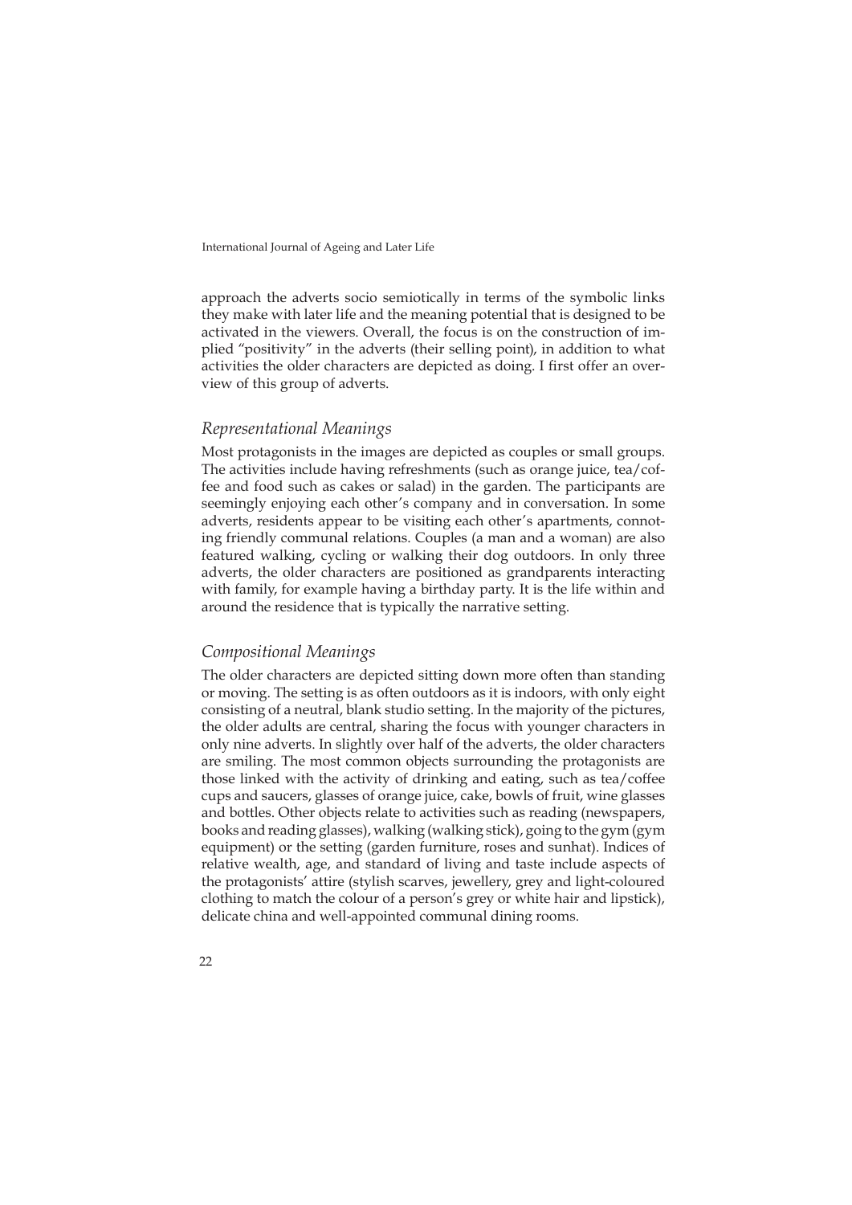approach the adverts socio semiotically in terms of the symbolic links they make with later life and the meaning potential that is designed to be activated in the viewers. Overall, the focus is on the construction of implied "positivity" in the adverts (their selling point), in addition to what activities the older characters are depicted as doing. I first offer an overview of this group of adverts.

### *Representational Meanings*

Most protagonists in the images are depicted as couples or small groups. The activities include having refreshments (such as orange juice, tea/coffee and food such as cakes or salad) in the garden. The participants are seemingly enjoying each other's company and in conversation. In some adverts, residents appear to be visiting each other's apartments, connoting friendly communal relations. Couples (a man and a woman) are also featured walking, cycling or walking their dog outdoors. In only three adverts, the older characters are positioned as grandparents interacting with family, for example having a birthday party. It is the life within and around the residence that is typically the narrative setting.

### *Compositional Meanings*

The older characters are depicted sitting down more often than standing or moving. The setting is as often outdoors as it is indoors, with only eight consisting of a neutral, blank studio setting. In the majority of the pictures, the older adults are central, sharing the focus with younger characters in only nine adverts. In slightly over half of the adverts, the older characters are smiling. The most common objects surrounding the protagonists are those linked with the activity of drinking and eating, such as tea/coffee cups and saucers, glasses of orange juice, cake, bowls of fruit, wine glasses and bottles. Other objects relate to activities such as reading (newspapers, books and reading glasses), walking (walking stick), going to the gym (gym equipment) or the setting (garden furniture, roses and sunhat). Indices of relative wealth, age, and standard of living and taste include aspects of the protagonists' attire (stylish scarves, jewellery, grey and light-coloured clothing to match the colour of a person's grey or white hair and lipstick), delicate china and well-appointed communal dining rooms.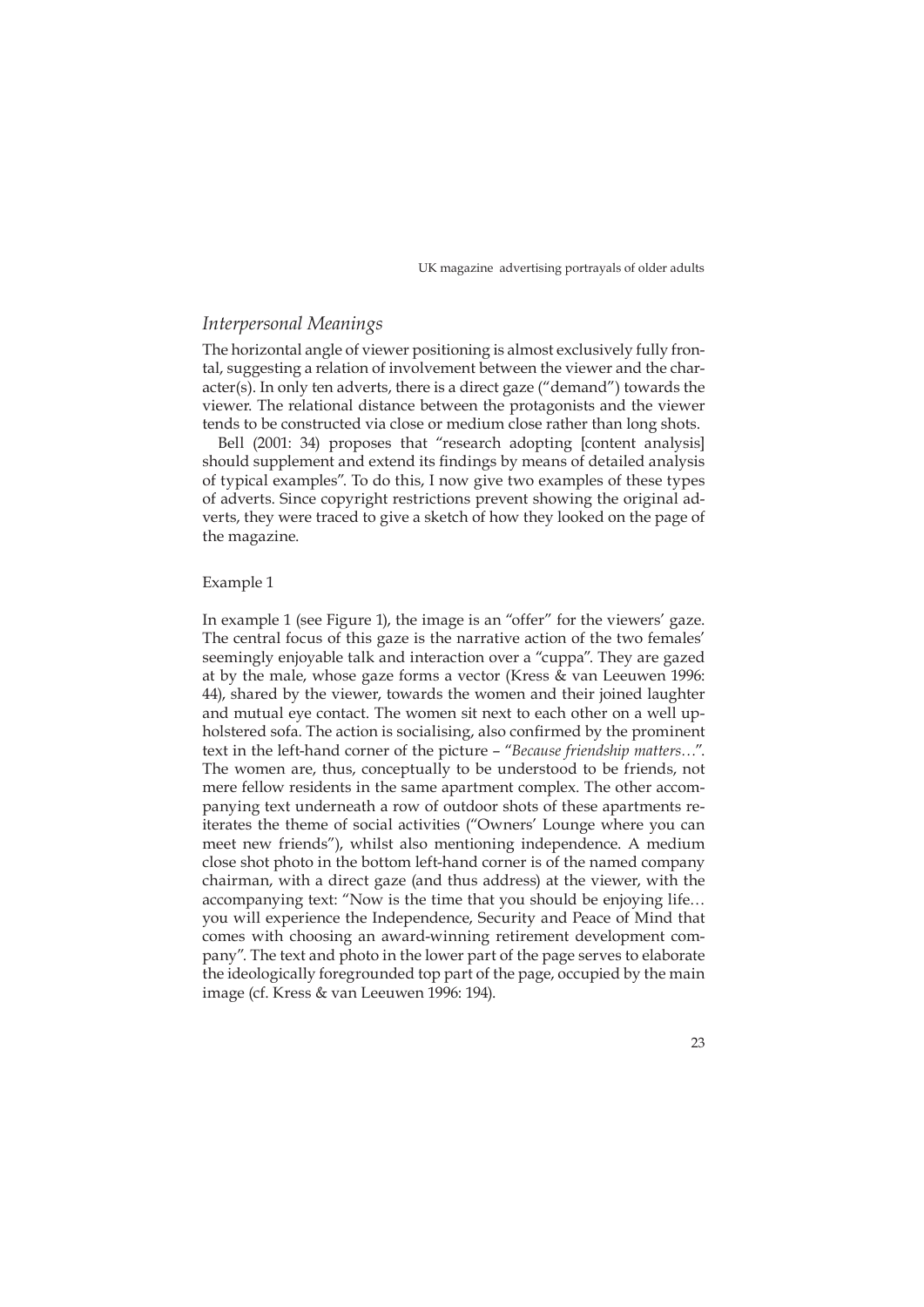## *Interpersonal Meanings*

The horizontal angle of viewer positioning is almost exclusively fully frontal, suggesting a relation of involvement between the viewer and the character(s). In only ten adverts, there is a direct gaze ("demand") towards the viewer. The relational distance between the protagonists and the viewer tends to be constructed via close or medium close rather than long shots.

Bell (2001: 34) proposes that "research adopting [content analysis] should supplement and extend its findings by means of detailed analysis of typical examples". To do this, I now give two examples of these types of adverts. Since copyright restrictions prevent showing the original adverts, they were traced to give a sketch of how they looked on the page of the magazine.

Example 1

In example 1 (see Figure 1), the image is an "offer" for the viewers' gaze. The central focus of this gaze is the narrative action of the two females' seemingly enjoyable talk and interaction over a "cuppa". They are gazed at by the male, whose gaze forms a vector (Kress & van Leeuwen 1996: 44), shared by the viewer, towards the women and their joined laughter and mutual eye contact. The women sit next to each other on a well upholstered sofa. The action is socialising, also confirmed by the prominent text in the left-hand corner of the picture – "*Because friendship matters…*". The women are, thus, conceptually to be understood to be friends, not mere fellow residents in the same apartment complex. The other accompanying text underneath a row of outdoor shots of these apartments reiterates the theme of social activities ("Owners' Lounge where you can meet new friends"), whilst also mentioning independence. A medium close shot photo in the bottom left-hand corner is of the named company chairman, with a direct gaze (and thus address) at the viewer, with the accompanying text: "Now is the time that you should be enjoying life… you will experience the Independence, Security and Peace of Mind that comes with choosing an award-winning retirement development company". The text and photo in the lower part of the page serves to elaborate the ideologically foregrounded top part of the page, occupied by the main image (cf. Kress & van Leeuwen 1996: 194).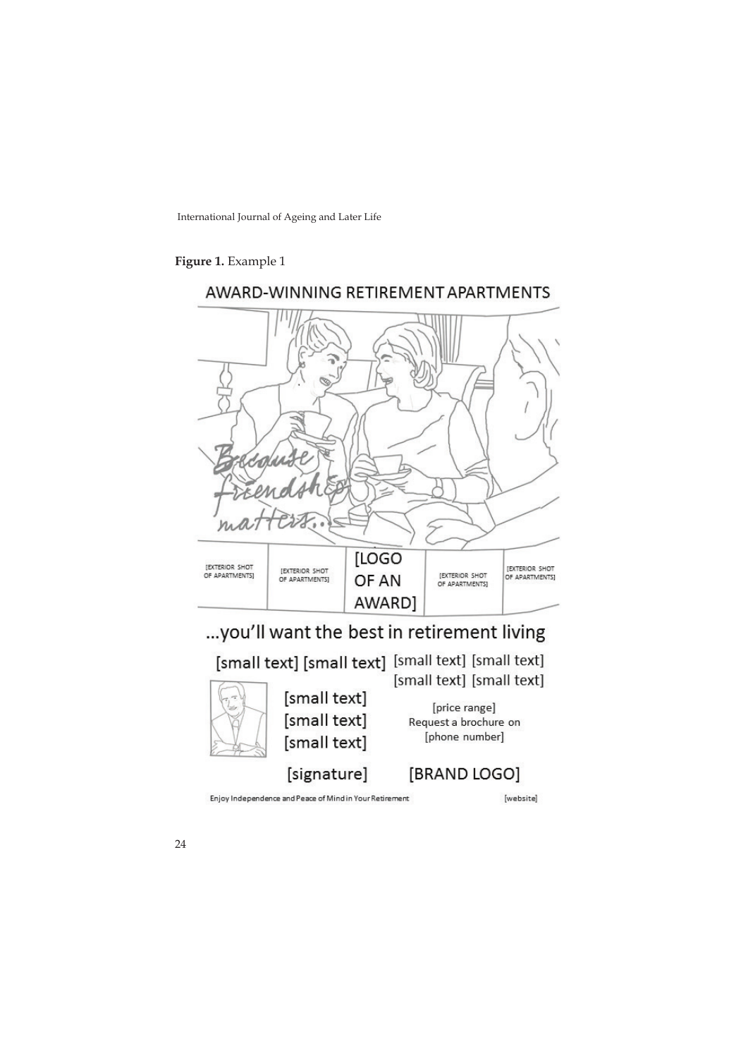**Figure 1.** Example 1

AWARD-WINNING RETIREMENT APARTMENTS

Because friendship matters...

[EXTERIOR SHOT OF APARTMENTS] [EXTERIOR SHOT OF APARTMENTS] [LOGO OF AN AWARD] [EXTERIOR SHOT OF APARTMENTS] [EXTERIOR SHOT OF APARTMENTS]

...you'll want the best in retirement living

[small text] [small text] [small text] [small text]
[small text] [small text]

[small text]
[small text]
[small text]

[price range]
Request a brochure on
[phone number]

[signature] [BRAND LOGO]

Enjoy Independence and Peace of Mind in Your Retirement [website]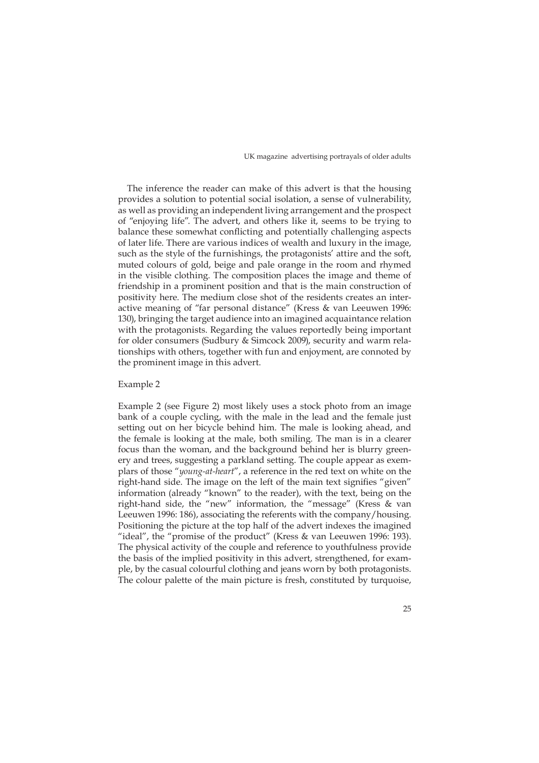The inference the reader can make of this advert is that the housing provides a solution to potential social isolation, a sense of vulnerability, as well as providing an independent living arrangement and the prospect of "enjoying life". The advert, and others like it, seems to be trying to balance these somewhat conflicting and potentially challenging aspects of later life. There are various indices of wealth and luxury in the image, such as the style of the furnishings, the protagonists' attire and the soft, muted colours of gold, beige and pale orange in the room and rhymed in the visible clothing. The composition places the image and theme of friendship in a prominent position and that is the main construction of positivity here. The medium close shot of the residents creates an interactive meaning of "far personal distance" (Kress & van Leeuwen 1996: 130), bringing the target audience into an imagined acquaintance relation with the protagonists. Regarding the values reportedly being important for older consumers (Sudbury & Simcock 2009), security and warm relationships with others, together with fun and enjoyment, are connoted by the prominent image in this advert.

Example 2

Example 2 (see Figure 2) most likely uses a stock photo from an image bank of a couple cycling, with the male in the lead and the female just setting out on her bicycle behind him. The male is looking ahead, and the female is looking at the male, both smiling. The man is in a clearer focus than the woman, and the background behind her is blurry greenery and trees, suggesting a parkland setting. The couple appear as exemplars of those "*young-at-heart*", a reference in the red text on white on the right-hand side. The image on the left of the main text signifies "given" information (already "known" to the reader), with the text, being on the right-hand side, the "new" information, the "message" (Kress & van Leeuwen 1996: 186), associating the referents with the company/housing. Positioning the picture at the top half of the advert indexes the imagined "ideal", the "promise of the product" (Kress & van Leeuwen 1996: 193). The physical activity of the couple and reference to youthfulness provide the basis of the implied positivity in this advert, strengthened, for example, by the casual colourful clothing and jeans worn by both protagonists. The colour palette of the main picture is fresh, constituted by turquoise,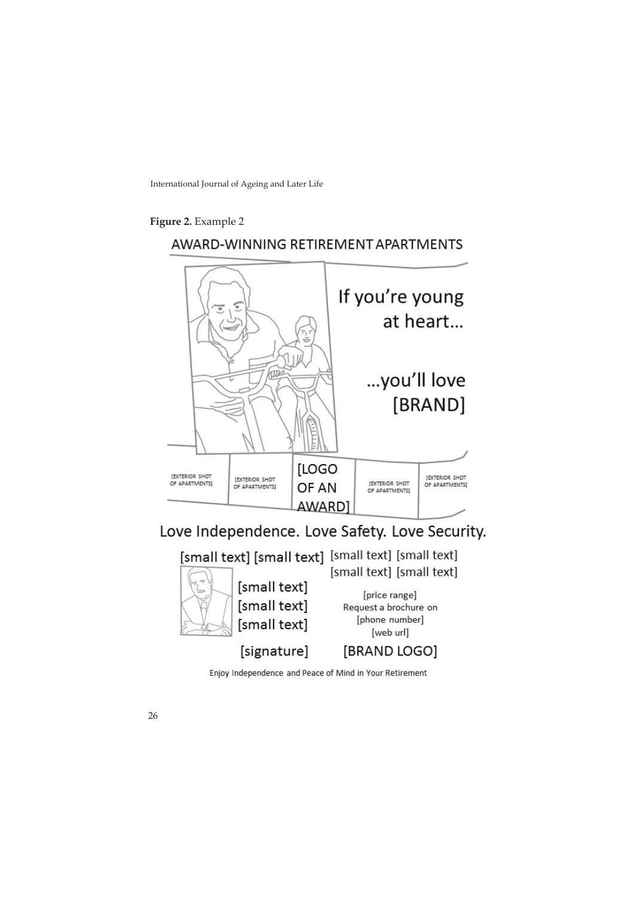**Figure 2.** Example 2

AWARD-WINNING RETIREMENT APARTMENTS

If you're young at heart…

…you'll love [BRAND]

[EXTERIOR SHOT OF APARTMENTS] [EXTERIOR SHOT OF APARTMENTS] [LOGO OF AN AWARD] [EXTERIOR SHOT OF APARTMENTS] [EXTERIOR SHOT OF APARTMENTS]

Love Independence. Love Safety. Love Security.

[small text] [small text] [small text] [small text]
[small text] [small text]

[small text]
[small text]
[small text]

[price range]
Request a brochure on
[phone number]
[web url]

[signature] [BRAND LOGO]

Enjoy Independence and Peace of Mind in Your Retirement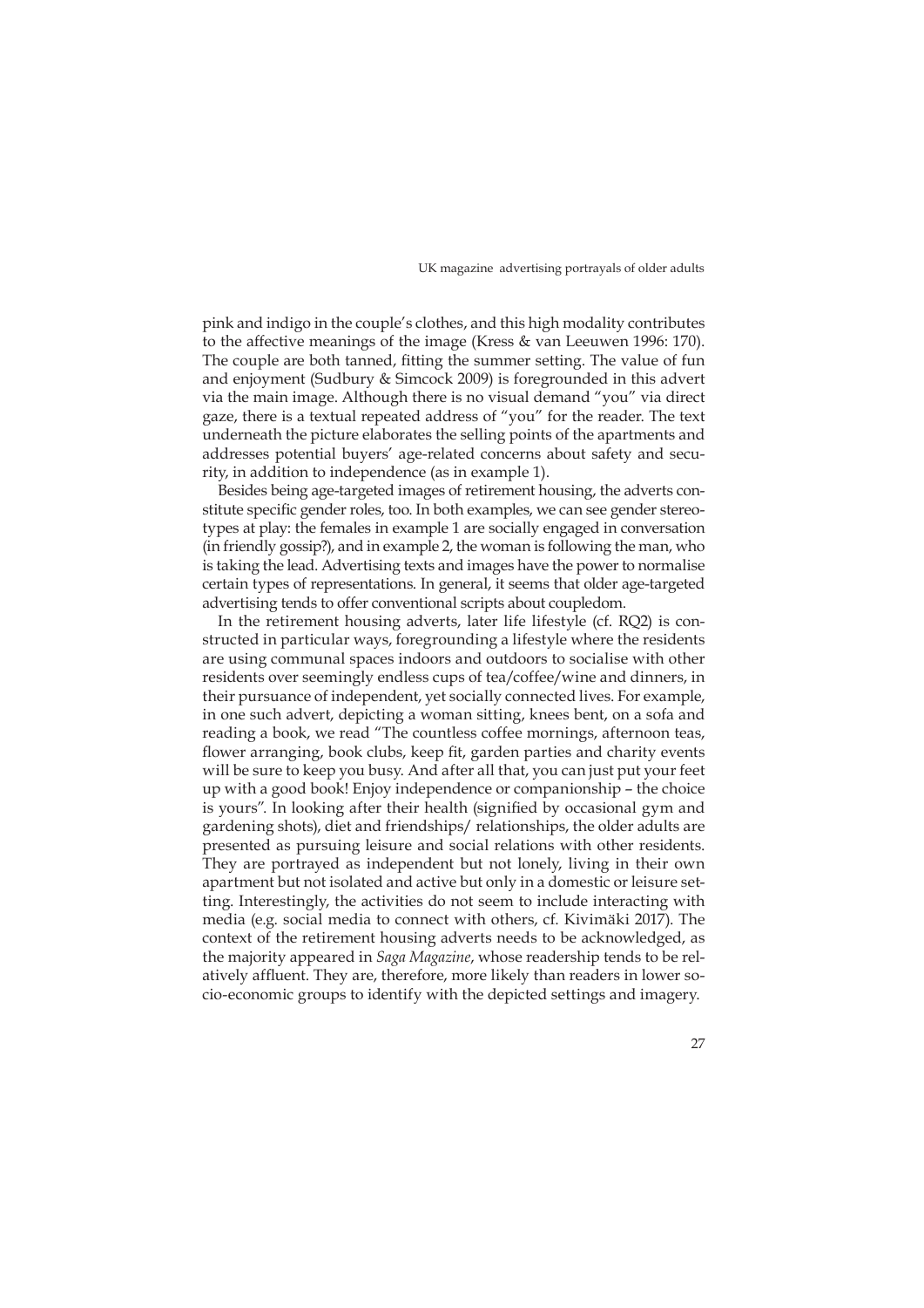pink and indigo in the couple's clothes, and this high modality contributes to the affective meanings of the image (Kress & van Leeuwen 1996: 170). The couple are both tanned, fitting the summer setting. The value of fun and enjoyment (Sudbury & Simcock 2009) is foregrounded in this advert via the main image. Although there is no visual demand "you" via direct gaze, there is a textual repeated address of "you" for the reader. The text underneath the picture elaborates the selling points of the apartments and addresses potential buyers' age-related concerns about safety and security, in addition to independence (as in example 1).

Besides being age-targeted images of retirement housing, the adverts constitute specific gender roles, too. In both examples, we can see gender stereotypes at play: the females in example 1 are socially engaged in conversation (in friendly gossip?), and in example 2, the woman is following the man, who is taking the lead. Advertising texts and images have the power to normalise certain types of representations. In general, it seems that older age-targeted advertising tends to offer conventional scripts about coupledom.

In the retirement housing adverts, later life lifestyle (cf. RQ2) is constructed in particular ways, foregrounding a lifestyle where the residents are using communal spaces indoors and outdoors to socialise with other residents over seemingly endless cups of tea/coffee/wine and dinners, in their pursuance of independent, yet socially connected lives. For example, in one such advert, depicting a woman sitting, knees bent, on a sofa and reading a book, we read "The countless coffee mornings, afternoon teas, flower arranging, book clubs, keep fit, garden parties and charity events will be sure to keep you busy. And after all that, you can just put your feet up with a good book! Enjoy independence or companionship – the choice is yours". In looking after their health (signified by occasional gym and gardening shots), diet and friendships/ relationships, the older adults are presented as pursuing leisure and social relations with other residents. They are portrayed as independent but not lonely, living in their own apartment but not isolated and active but only in a domestic or leisure setting. Interestingly, the activities do not seem to include interacting with media (e.g. social media to connect with others, cf. Kivimäki 2017). The context of the retirement housing adverts needs to be acknowledged, as the majority appeared in *Saga Magazine*, whose readership tends to be relatively affluent. They are, therefore, more likely than readers in lower socio-economic groups to identify with the depicted settings and imagery.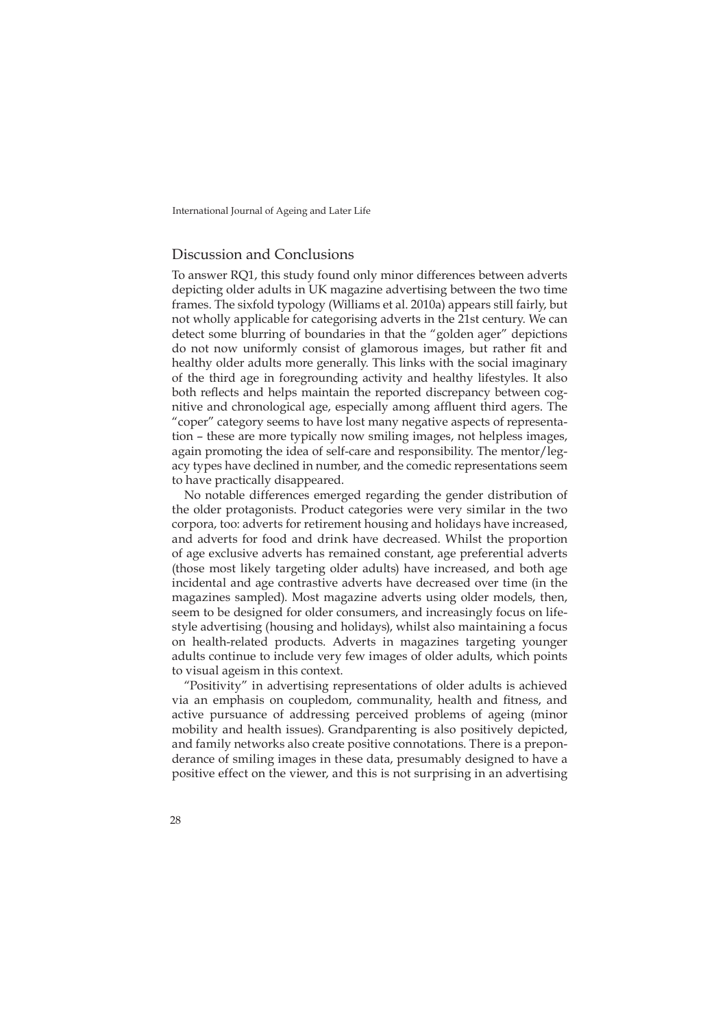## Discussion and Conclusions

To answer RQ1, this study found only minor differences between adverts depicting older adults in UK magazine advertising between the two time frames. The sixfold typology (Williams et al. 2010a) appears still fairly, but not wholly applicable for categorising adverts in the 21st century. We can detect some blurring of boundaries in that the "golden ager" depictions do not now uniformly consist of glamorous images, but rather fit and healthy older adults more generally. This links with the social imaginary of the third age in foregrounding activity and healthy lifestyles. It also both reflects and helps maintain the reported discrepancy between cognitive and chronological age, especially among affluent third agers. The "coper" category seems to have lost many negative aspects of representation – these are more typically now smiling images, not helpless images, again promoting the idea of self-care and responsibility. The mentor/legacy types have declined in number, and the comedic representations seem to have practically disappeared.

No notable differences emerged regarding the gender distribution of the older protagonists. Product categories were very similar in the two corpora, too: adverts for retirement housing and holidays have increased, and adverts for food and drink have decreased. Whilst the proportion of age exclusive adverts has remained constant, age preferential adverts (those most likely targeting older adults) have increased, and both age incidental and age contrastive adverts have decreased over time (in the magazines sampled). Most magazine adverts using older models, then, seem to be designed for older consumers, and increasingly focus on lifestyle advertising (housing and holidays), whilst also maintaining a focus on health-related products. Adverts in magazines targeting younger adults continue to include very few images of older adults, which points to visual ageism in this context.

"Positivity" in advertising representations of older adults is achieved via an emphasis on coupledom, communality, health and fitness, and active pursuance of addressing perceived problems of ageing (minor mobility and health issues). Grandparenting is also positively depicted, and family networks also create positive connotations. There is a preponderance of smiling images in these data, presumably designed to have a positive effect on the viewer, and this is not surprising in an advertising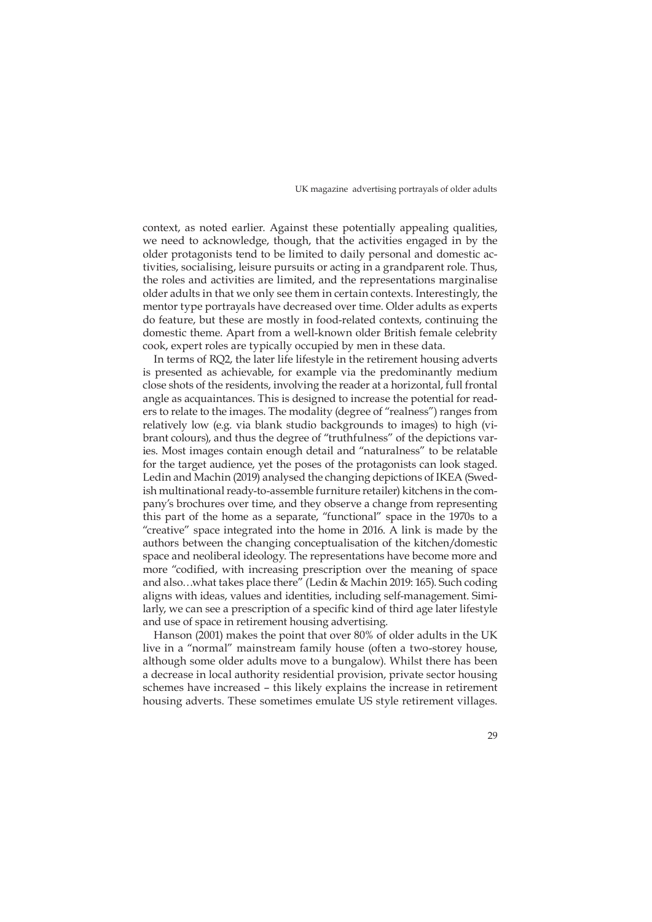context, as noted earlier. Against these potentially appealing qualities, we need to acknowledge, though, that the activities engaged in by the older protagonists tend to be limited to daily personal and domestic activities, socialising, leisure pursuits or acting in a grandparent role. Thus, the roles and activities are limited, and the representations marginalise older adults in that we only see them in certain contexts. Interestingly, the mentor type portrayals have decreased over time. Older adults as experts do feature, but these are mostly in food-related contexts, continuing the domestic theme. Apart from a well-known older British female celebrity cook, expert roles are typically occupied by men in these data.

In terms of RQ2, the later life lifestyle in the retirement housing adverts is presented as achievable, for example via the predominantly medium close shots of the residents, involving the reader at a horizontal, full frontal angle as acquaintances. This is designed to increase the potential for readers to relate to the images. The modality (degree of "realness") ranges from relatively low (e.g. via blank studio backgrounds to images) to high (vibrant colours), and thus the degree of "truthfulness" of the depictions varies. Most images contain enough detail and "naturalness" to be relatable for the target audience, yet the poses of the protagonists can look staged. Ledin and Machin (2019) analysed the changing depictions of IKEA (Swedish multinational ready-to-assemble furniture retailer) kitchens in the company's brochures over time, and they observe a change from representing this part of the home as a separate, "functional" space in the 1970s to a "creative" space integrated into the home in 2016. A link is made by the authors between the changing conceptualisation of the kitchen/domestic space and neoliberal ideology. The representations have become more and more "codified, with increasing prescription over the meaning of space and also…what takes place there" (Ledin & Machin 2019: 165). Such coding aligns with ideas, values and identities, including self-management. Similarly, we can see a prescription of a specific kind of third age later lifestyle and use of space in retirement housing advertising.

Hanson (2001) makes the point that over 80% of older adults in the UK live in a "normal" mainstream family house (often a two-storey house, although some older adults move to a bungalow). Whilst there has been a decrease in local authority residential provision, private sector housing schemes have increased – this likely explains the increase in retirement housing adverts. These sometimes emulate US style retirement villages.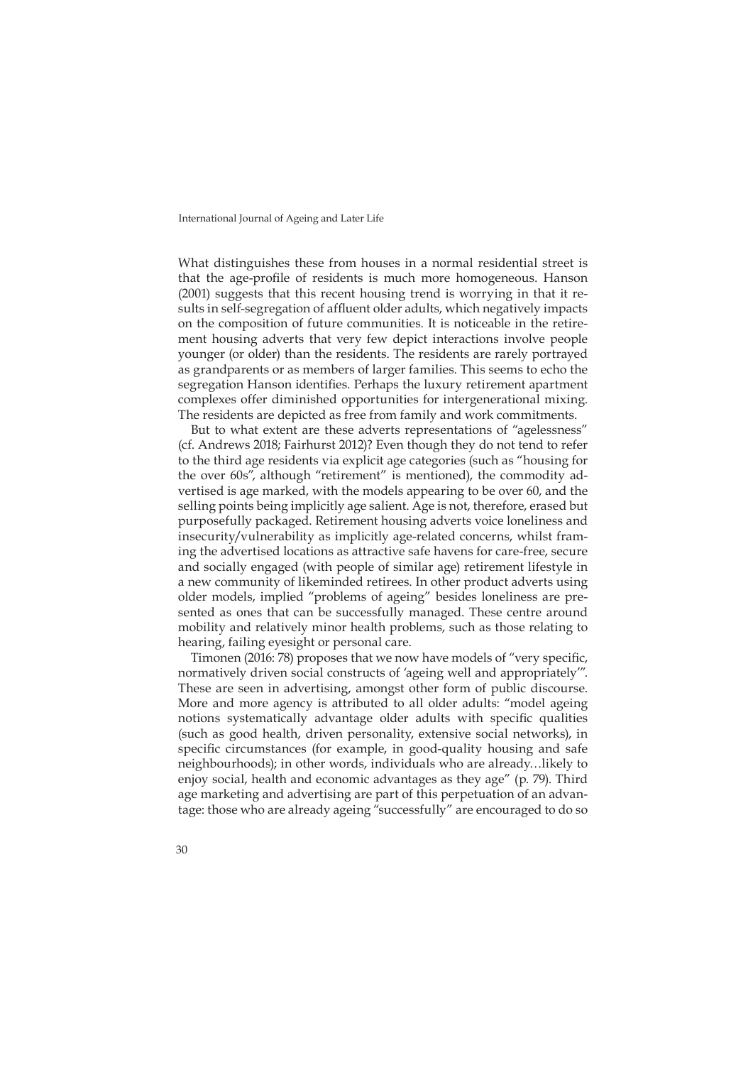What distinguishes these from houses in a normal residential street is that the age-profile of residents is much more homogeneous. Hanson (2001) suggests that this recent housing trend is worrying in that it results in self-segregation of affluent older adults, which negatively impacts on the composition of future communities. It is noticeable in the retirement housing adverts that very few depict interactions involve people younger (or older) than the residents. The residents are rarely portrayed as grandparents or as members of larger families. This seems to echo the segregation Hanson identifies. Perhaps the luxury retirement apartment complexes offer diminished opportunities for intergenerational mixing. The residents are depicted as free from family and work commitments.

But to what extent are these adverts representations of "agelessness" (cf. Andrews 2018; Fairhurst 2012)? Even though they do not tend to refer to the third age residents via explicit age categories (such as "housing for the over 60s", although "retirement" is mentioned), the commodity advertised is age marked, with the models appearing to be over 60, and the selling points being implicitly age salient. Age is not, therefore, erased but purposefully packaged. Retirement housing adverts voice loneliness and insecurity/vulnerability as implicitly age-related concerns, whilst framing the advertised locations as attractive safe havens for care-free, secure and socially engaged (with people of similar age) retirement lifestyle in a new community of likeminded retirees. In other product adverts using older models, implied "problems of ageing" besides loneliness are presented as ones that can be successfully managed. These centre around mobility and relatively minor health problems, such as those relating to hearing, failing eyesight or personal care.

Timonen (2016: 78) proposes that we now have models of "very specific, normatively driven social constructs of 'ageing well and appropriately'". These are seen in advertising, amongst other form of public discourse. More and more agency is attributed to all older adults: "model ageing notions systematically advantage older adults with specific qualities (such as good health, driven personality, extensive social networks), in specific circumstances (for example, in good-quality housing and safe neighbourhoods); in other words, individuals who are already…likely to enjoy social, health and economic advantages as they age" (p. 79). Third age marketing and advertising are part of this perpetuation of an advantage: those who are already ageing "successfully" are encouraged to do so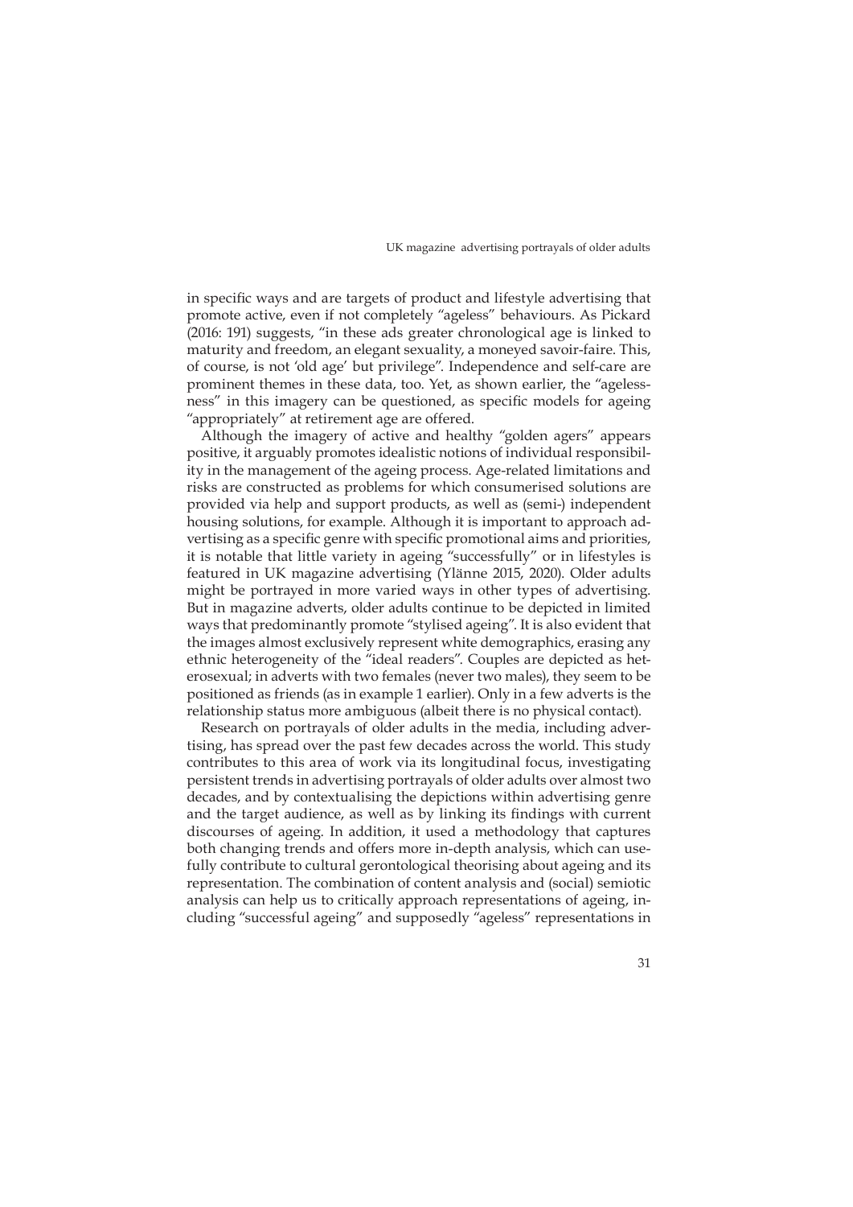in specific ways and are targets of product and lifestyle advertising that promote active, even if not completely "ageless" behaviours. As Pickard (2016: 191) suggests, "in these ads greater chronological age is linked to maturity and freedom, an elegant sexuality, a moneyed savoir-faire. This, of course, is not 'old age' but privilege". Independence and self-care are prominent themes in these data, too. Yet, as shown earlier, the "agelessness" in this imagery can be questioned, as specific models for ageing "appropriately" at retirement age are offered.

Although the imagery of active and healthy "golden agers" appears positive, it arguably promotes idealistic notions of individual responsibility in the management of the ageing process. Age-related limitations and risks are constructed as problems for which consumerised solutions are provided via help and support products, as well as (semi-) independent housing solutions, for example. Although it is important to approach advertising as a specific genre with specific promotional aims and priorities, it is notable that little variety in ageing "successfully" or in lifestyles is featured in UK magazine advertising (Ylänne 2015, 2020). Older adults might be portrayed in more varied ways in other types of advertising. But in magazine adverts, older adults continue to be depicted in limited ways that predominantly promote "stylised ageing". It is also evident that the images almost exclusively represent white demographics, erasing any ethnic heterogeneity of the "ideal readers". Couples are depicted as heterosexual; in adverts with two females (never two males), they seem to be positioned as friends (as in example 1 earlier). Only in a few adverts is the relationship status more ambiguous (albeit there is no physical contact).

Research on portrayals of older adults in the media, including advertising, has spread over the past few decades across the world. This study contributes to this area of work via its longitudinal focus, investigating persistent trends in advertising portrayals of older adults over almost two decades, and by contextualising the depictions within advertising genre and the target audience, as well as by linking its findings with current discourses of ageing. In addition, it used a methodology that captures both changing trends and offers more in-depth analysis, which can usefully contribute to cultural gerontological theorising about ageing and its representation. The combination of content analysis and (social) semiotic analysis can help us to critically approach representations of ageing, including "successful ageing" and supposedly "ageless" representations in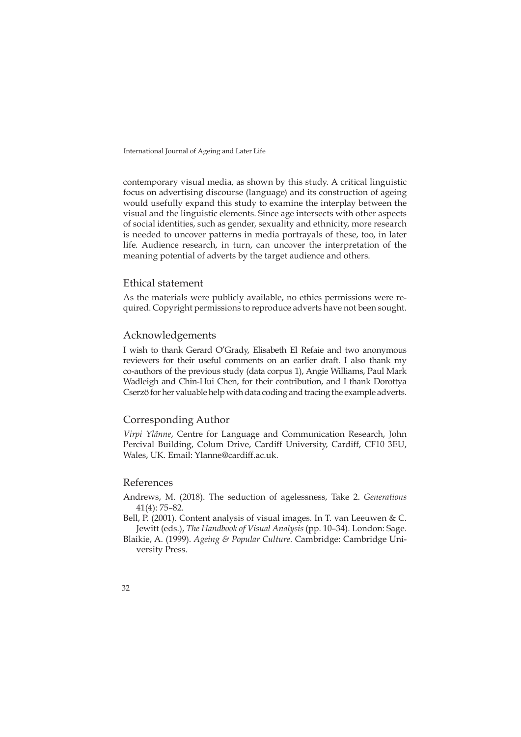contemporary visual media, as shown by this study. A critical linguistic focus on advertising discourse (language) and its construction of ageing would usefully expand this study to examine the interplay between the visual and the linguistic elements. Since age intersects with other aspects of social identities, such as gender, sexuality and ethnicity, more research is needed to uncover patterns in media portrayals of these, too, in later life. Audience research, in turn, can uncover the interpretation of the meaning potential of adverts by the target audience and others.

## Ethical statement

As the materials were publicly available, no ethics permissions were required. Copyright permissions to reproduce adverts have not been sought.

## Acknowledgements

I wish to thank Gerard O'Grady, Elisabeth El Refaie and two anonymous reviewers for their useful comments on an earlier draft. I also thank my co-authors of the previous study (data corpus 1), Angie Williams, Paul Mark Wadleigh and Chin-Hui Chen, for their contribution, and I thank Dorottya Cserzö for her valuable help with data coding and tracing the example adverts.

## Corresponding Author

*Virpi Ylänne*, Centre for Language and Communication Research, John Percival Building, Colum Drive, Cardiff University, Cardiff, CF10 3EU, Wales, UK. Email: Ylanne@cardiff.ac.uk.

## References

Andrews, M. (2018). The seduction of agelessness, Take 2. *Generations* 41(4): 75–82.

Bell, P. (2001). Content analysis of visual images. In T. van Leeuwen & C. Jewitt (eds.), *The Handbook of Visual Analysis* (pp. 10–34). London: Sage.

Blaikie, A. (1999). *Ageing & Popular Culture*. Cambridge: Cambridge University Press.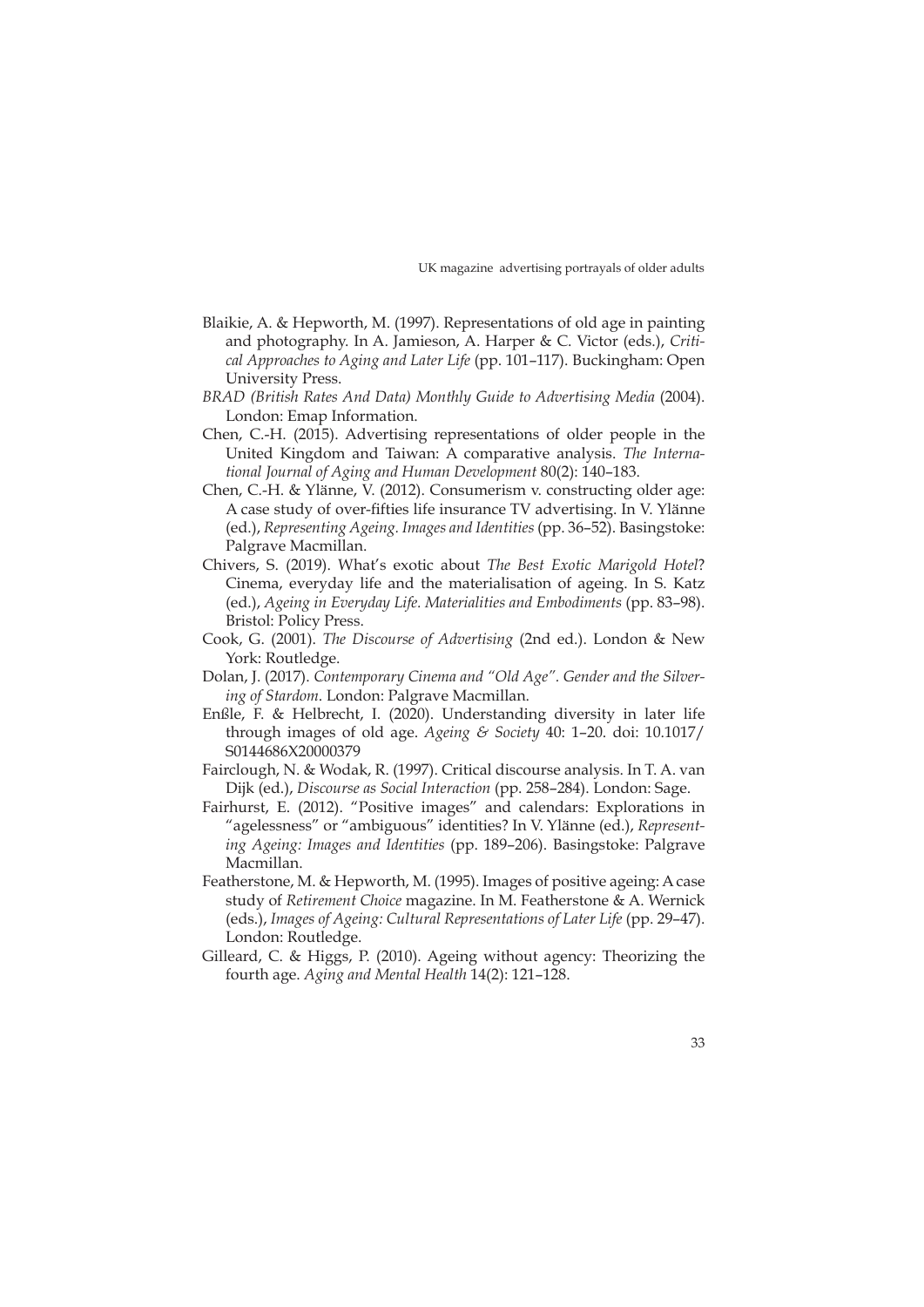Blaikie, A. & Hepworth, M. (1997). Representations of old age in painting and photography. In A. Jamieson, A. Harper & C. Victor (eds.), *Critical Approaches to Aging and Later Life* (pp. 101–117). Buckingham: Open University Press.

*BRAD (British Rates And Data) Monthly Guide to Advertising Media* (2004). London: Emap Information.

Chen, C.-H. (2015). Advertising representations of older people in the United Kingdom and Taiwan: A comparative analysis. *The International Journal of Aging and Human Development* 80(2): 140–183.

Chen, C.-H. & Ylänne, V. (2012). Consumerism v. constructing older age: A case study of over-fifties life insurance TV advertising. In V. Ylänne (ed.), *Representing Ageing. Images and Identities* (pp. 36–52). Basingstoke: Palgrave Macmillan.

Chivers, S. (2019). What's exotic about *The Best Exotic Marigold Hotel*? Cinema, everyday life and the materialisation of ageing. In S. Katz (ed.), *Ageing in Everyday Life. Materialities and Embodiments* (pp. 83–98). Bristol: Policy Press.

Cook, G. (2001). *The Discourse of Advertising* (2nd ed.). London & New York: Routledge.

Dolan, J. (2017). *Contemporary Cinema and "Old Age". Gender and the Silvering of Stardom*. London: Palgrave Macmillan.

Enßle, F. & Helbrecht, I. (2020). Understanding diversity in later life through images of old age. *Ageing & Society* 40: 1–20. doi: 10.1017/S0144686X20000379

Fairclough, N. & Wodak, R. (1997). Critical discourse analysis. In T. A. van Dijk (ed.), *Discourse as Social Interaction* (pp. 258–284). London: Sage.

Fairhurst, E. (2012). "Positive images" and calendars: Explorations in "agelessness" or "ambiguous" identities? In V. Ylänne (ed.), *Representing Ageing: Images and Identities* (pp. 189–206). Basingstoke: Palgrave Macmillan.

Featherstone, M. & Hepworth, M. (1995). Images of positive ageing: A case study of *Retirement Choice* magazine. In M. Featherstone & A. Wernick (eds.), *Images of Ageing: Cultural Representations of Later Life* (pp. 29–47). London: Routledge.

Gilleard, C. & Higgs, P. (2010). Ageing without agency: Theorizing the fourth age. *Aging and Mental Health* 14(2): 121–128.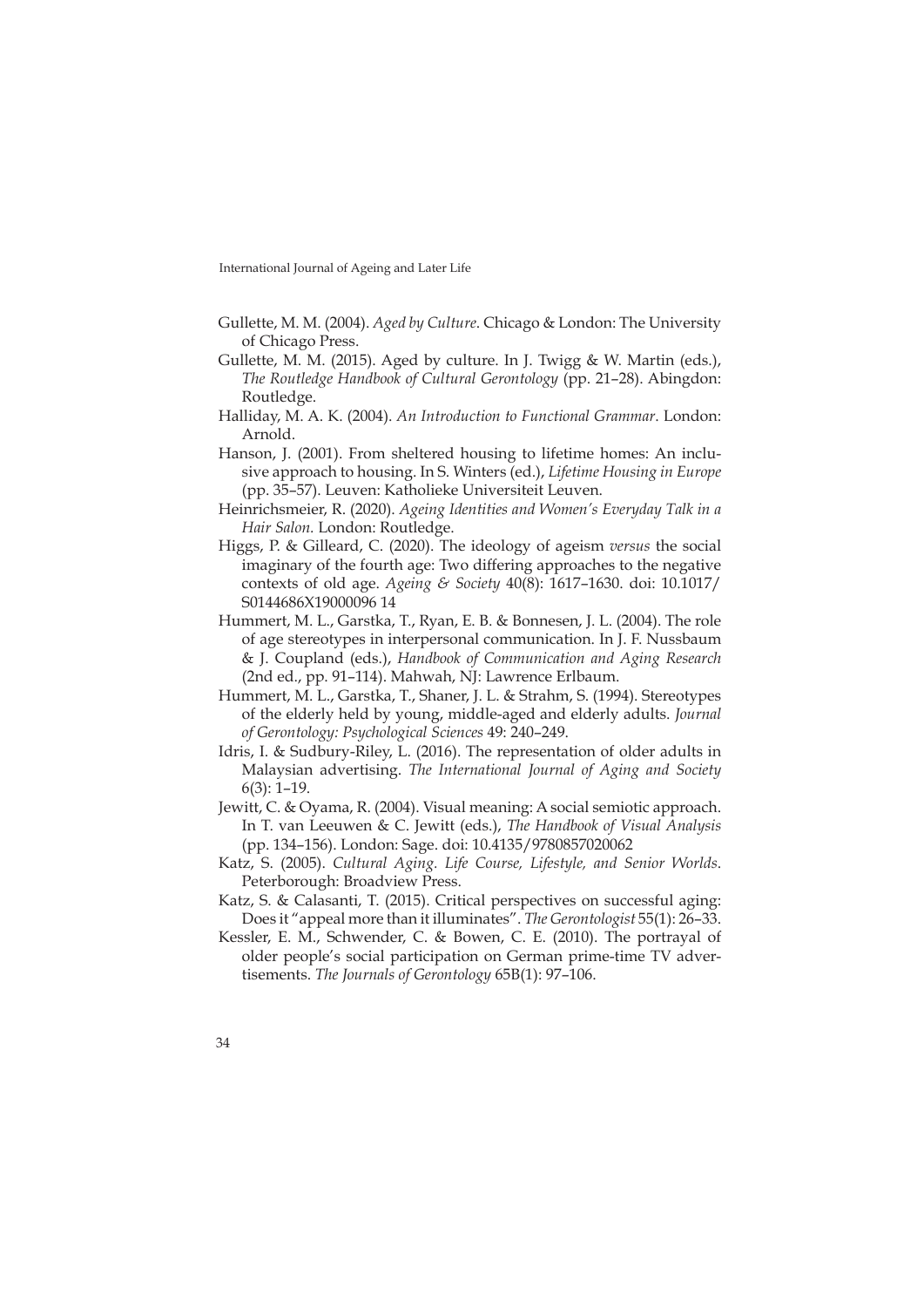Gullette, M. M. (2004). *Aged by Culture*. Chicago & London: The University of Chicago Press.

Gullette, M. M. (2015). Aged by culture. In J. Twigg & W. Martin (eds.), *The Routledge Handbook of Cultural Gerontology* (pp. 21–28). Abingdon: Routledge.

Halliday, M. A. K. (2004). *An Introduction to Functional Grammar*. London: Arnold.

Hanson, J. (2001). From sheltered housing to lifetime homes: An inclusive approach to housing. In S. Winters (ed.), *Lifetime Housing in Europe* (pp. 35–57). Leuven: Katholieke Universiteit Leuven.

Heinrichsmeier, R. (2020). *Ageing Identities and Women's Everyday Talk in a Hair Salon.* London: Routledge.

Higgs, P. & Gilleard, C. (2020). The ideology of ageism *versus* the social imaginary of the fourth age: Two differing approaches to the negative contexts of old age. *Ageing & Society* 40(8): 1617–1630. doi: 10.1017/S0144686X19000096 14

Hummert, M. L., Garstka, T., Ryan, E. B. & Bonnesen, J. L. (2004). The role of age stereotypes in interpersonal communication. In J. F. Nussbaum & J. Coupland (eds.), *Handbook of Communication and Aging Research* (2nd ed., pp. 91–114). Mahwah, NJ: Lawrence Erlbaum.

Hummert, M. L., Garstka, T., Shaner, J. L. & Strahm, S. (1994). Stereotypes of the elderly held by young, middle-aged and elderly adults. *Journal of Gerontology: Psychological Sciences* 49: 240–249.

Idris, I. & Sudbury-Riley, L. (2016). The representation of older adults in Malaysian advertising. *The International Journal of Aging and Society* 6(3): 1–19.

Jewitt, C. & Oyama, R. (2004). Visual meaning: A social semiotic approach. In T. van Leeuwen & C. Jewitt (eds.), *The Handbook of Visual Analysis* (pp. 134–156). London: Sage. doi: 10.4135/9780857020062

Katz, S. (2005). *Cultural Aging. Life Course, Lifestyle, and Senior Worlds*. Peterborough: Broadview Press.

Katz, S. & Calasanti, T. (2015). Critical perspectives on successful aging: Does it "appeal more than it illuminates". *The Gerontologist* 55(1): 26–33.

Kessler, E. M., Schwender, C. & Bowen, C. E. (2010). The portrayal of older people's social participation on German prime-time TV advertisements. *The Journals of Gerontology* 65B(1): 97–106.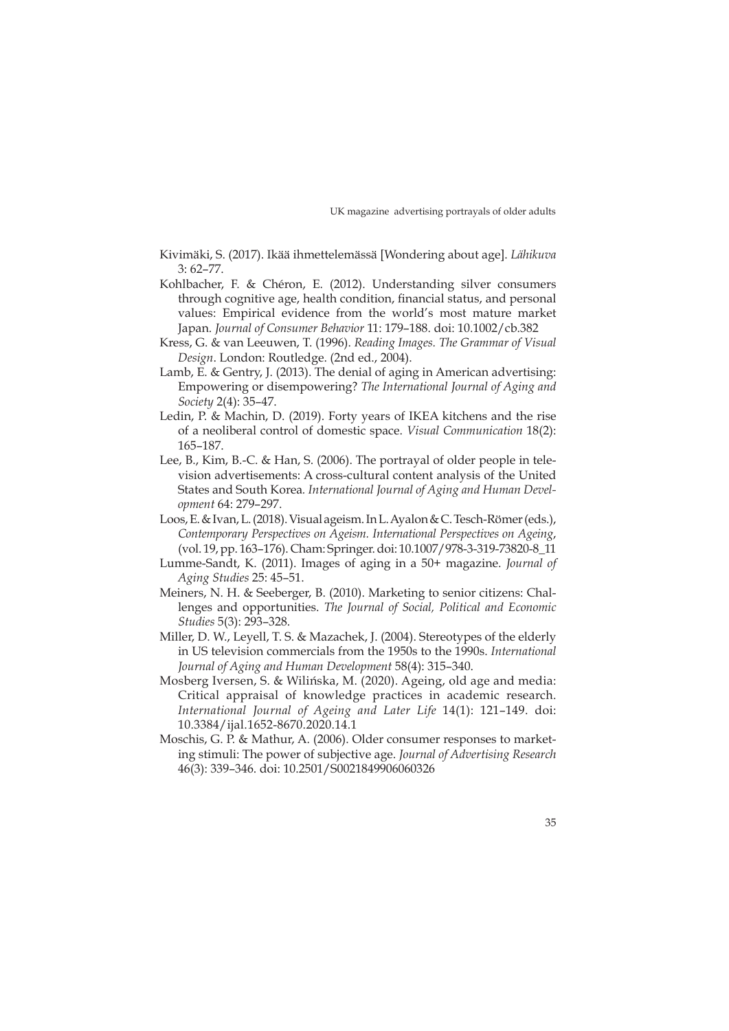Kivimäki, S. (2017). Ikää ihmettelemässä [Wondering about age]. *Lähikuva* 3: 62–77.

Kohlbacher, F. & Chéron, E. (2012). Understanding silver consumers through cognitive age, health condition, financial status, and personal values: Empirical evidence from the world's most mature market Japan. *Journal of Consumer Behavior* 11: 179–188. doi: 10.1002/cb.382

Kress, G. & van Leeuwen, T. (1996). *Reading Images. The Grammar of Visual Design*. London: Routledge. (2nd ed., 2004).

Lamb, E. & Gentry, J. (2013). The denial of aging in American advertising: Empowering or disempowering? *The International Journal of Aging and Society* 2(4): 35–47.

Ledin, P. & Machin, D. (2019). Forty years of IKEA kitchens and the rise of a neoliberal control of domestic space. *Visual Communication* 18(2): 165–187.

Lee, B., Kim, B.-C. & Han, S. (2006). The portrayal of older people in television advertisements: A cross-cultural content analysis of the United States and South Korea. *International Journal of Aging and Human Development* 64: 279–297.

Loos, E. & Ivan, L. (2018). Visual ageism. In L. Ayalon & C. Tesch-Römer (eds.), *Contemporary Perspectives on Ageism. International Perspectives on Ageing*, (vol. 19, pp. 163–176). Cham: Springer. doi: 10.1007/978-3-319-73820-8_11

Lumme-Sandt, K. (2011). Images of aging in a 50+ magazine. *Journal of Aging Studies* 25: 45–51.

Meiners, N. H. & Seeberger, B. (2010). Marketing to senior citizens: Challenges and opportunities. *The Journal of Social, Political and Economic Studies* 5(3): 293–328.

Miller, D. W., Leyell, T. S. & Mazachek, J. (2004). Stereotypes of the elderly in US television commercials from the 1950s to the 1990s. *International Journal of Aging and Human Development* 58(4): 315–340.

Mosberg Iversen, S. & Wilińska, M. (2020). Ageing, old age and media: Critical appraisal of knowledge practices in academic research. *International Journal of Ageing and Later Life* 14(1): 121–149. doi: 10.3384/ijal.1652-8670.2020.14.1

Moschis, G. P. & Mathur, A. (2006). Older consumer responses to marketing stimuli: The power of subjective age. *Journal of Advertising Research* 46(3): 339–346. doi: 10.2501/S0021849906060326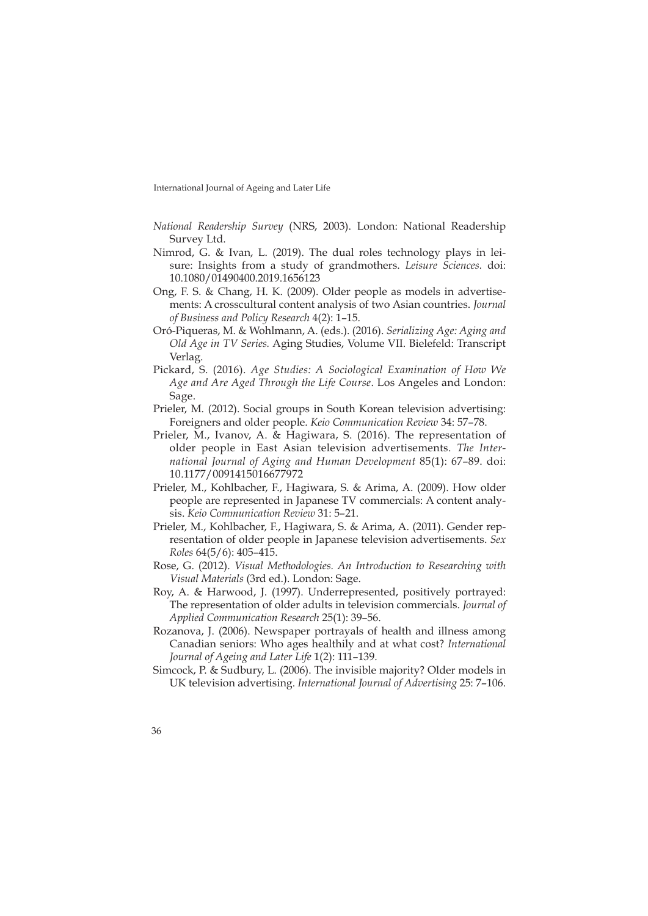*National Readership Survey* (NRS, 2003). London: National Readership Survey Ltd.

Nimrod, G. & Ivan, L. (2019). The dual roles technology plays in leisure: Insights from a study of grandmothers. *Leisure Sciences.* doi: 10.1080/01490400.2019.1656123

Ong, F. S. & Chang, H. K. (2009). Older people as models in advertisements: A crosscultural content analysis of two Asian countries. *Journal of Business and Policy Research* 4(2): 1–15.

Oró-Piqueras, M. & Wohlmann, A. (eds.). (2016). *Serializing Age: Aging and Old Age in TV Series.* Aging Studies, Volume VII. Bielefeld: Transcript Verlag.

Pickard, S. (2016). *Age Studies: A Sociological Examination of How We Age and Are Aged Through the Life Course*. Los Angeles and London: Sage.

Prieler, M. (2012). Social groups in South Korean television advertising: Foreigners and older people. *Keio Communication Review* 34: 57–78.

Prieler, M., Ivanov, A. & Hagiwara, S. (2016). The representation of older people in East Asian television advertisements. *The International Journal of Aging and Human Development* 85(1): 67–89. doi: 10.1177/0091415016677972

Prieler, M., Kohlbacher, F., Hagiwara, S. & Arima, A. (2009). How older people are represented in Japanese TV commercials: A content analysis. *Keio Communication Review* 31: 5–21.

Prieler, M., Kohlbacher, F., Hagiwara, S. & Arima, A. (2011). Gender representation of older people in Japanese television advertisements. *Sex Roles* 64(5/6): 405–415.

Rose, G. (2012). *Visual Methodologies. An Introduction to Researching with Visual Materials* (3rd ed.). London: Sage.

Roy, A. & Harwood, J. (1997). Underrepresented, positively portrayed: The representation of older adults in television commercials. *Journal of Applied Communication Research* 25(1): 39–56.

Rozanova, J. (2006). Newspaper portrayals of health and illness among Canadian seniors: Who ages healthily and at what cost? *International Journal of Ageing and Later Life* 1(2): 111–139.

Simcock, P. & Sudbury, L. (2006). The invisible majority? Older models in UK television advertising. *International Journal of Advertising* 25: 7–106.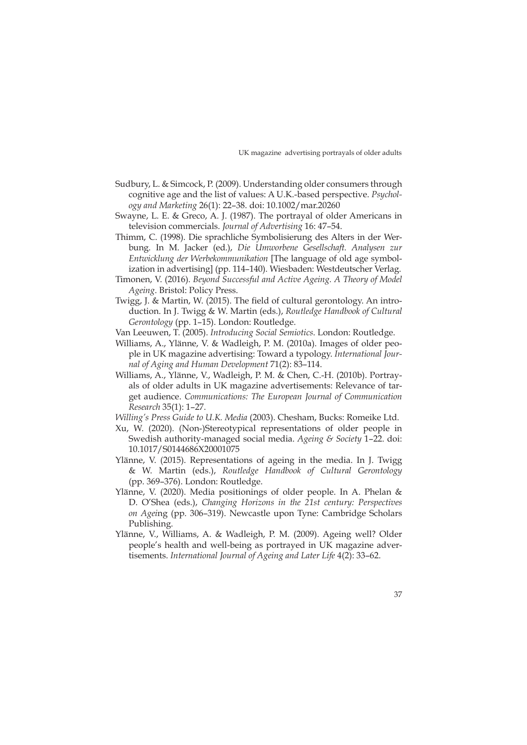Sudbury, L. & Simcock, P. (2009). Understanding older consumers through cognitive age and the list of values: A U.K.-based perspective. *Psychology and Marketing* 26(1): 22–38. doi: 10.1002/mar.20260

Swayne, L. E. & Greco, A. J. (1987). The portrayal of older Americans in television commercials. *Journal of Advertising* 16: 47–54.

Thimm, C. (1998). Die sprachliche Symbolisierung des Alters in der Werbung. In M. Jacker (ed.), *Die Umworbene Gesellschaft. Analysen zur Entwicklung der Werbekommunikation* [The language of old age symbolization in advertising] (pp. 114–140). Wiesbaden: Westdeutscher Verlag.

Timonen, V. (2016). *Beyond Successful and Active Ageing. A Theory of Model Ageing*. Bristol: Policy Press.

Twigg, J. & Martin, W. (2015). The field of cultural gerontology. An introduction. In J. Twigg & W. Martin (eds.), *Routledge Handbook of Cultural Gerontology* (pp. 1–15). London: Routledge.

Van Leeuwen, T. (2005). *Introducing Social Semiotics*. London: Routledge.

Williams, A., Ylänne, V. & Wadleigh, P. M. (2010a). Images of older people in UK magazine advertising: Toward a typology. *International Journal of Aging and Human Development* 71(2): 83–114.

Williams, A., Ylänne, V., Wadleigh, P. M. & Chen, C.-H. (2010b). Portrayals of older adults in UK magazine advertisements: Relevance of target audience. *Communications: The European Journal of Communication Research* 35(1): 1–27.

*Willing's Press Guide to U.K. Media* (2003). Chesham, Bucks: Romeike Ltd.

Xu, W. (2020). (Non-)Stereotypical representations of older people in Swedish authority-managed social media. *Ageing & Society* 1–22. doi: 10.1017/S0144686X20001075

Ylänne, V. (2015). Representations of ageing in the media. In J. Twigg & W. Martin (eds.), *Routledge Handbook of Cultural Gerontology* (pp. 369–376). London: Routledge.

Ylänne, V. (2020). Media positionings of older people. In A. Phelan & D. O'Shea (eds.), *Changing Horizons in the 21st century: Perspectives on Agei*ng (pp. 306–319). Newcastle upon Tyne: Cambridge Scholars Publishing.

Ylänne, V., Williams, A. & Wadleigh, P. M. (2009). Ageing well? Older people's health and well-being as portrayed in UK magazine advertisements. *International Journal of Ageing and Later Life* 4(2): 33–62.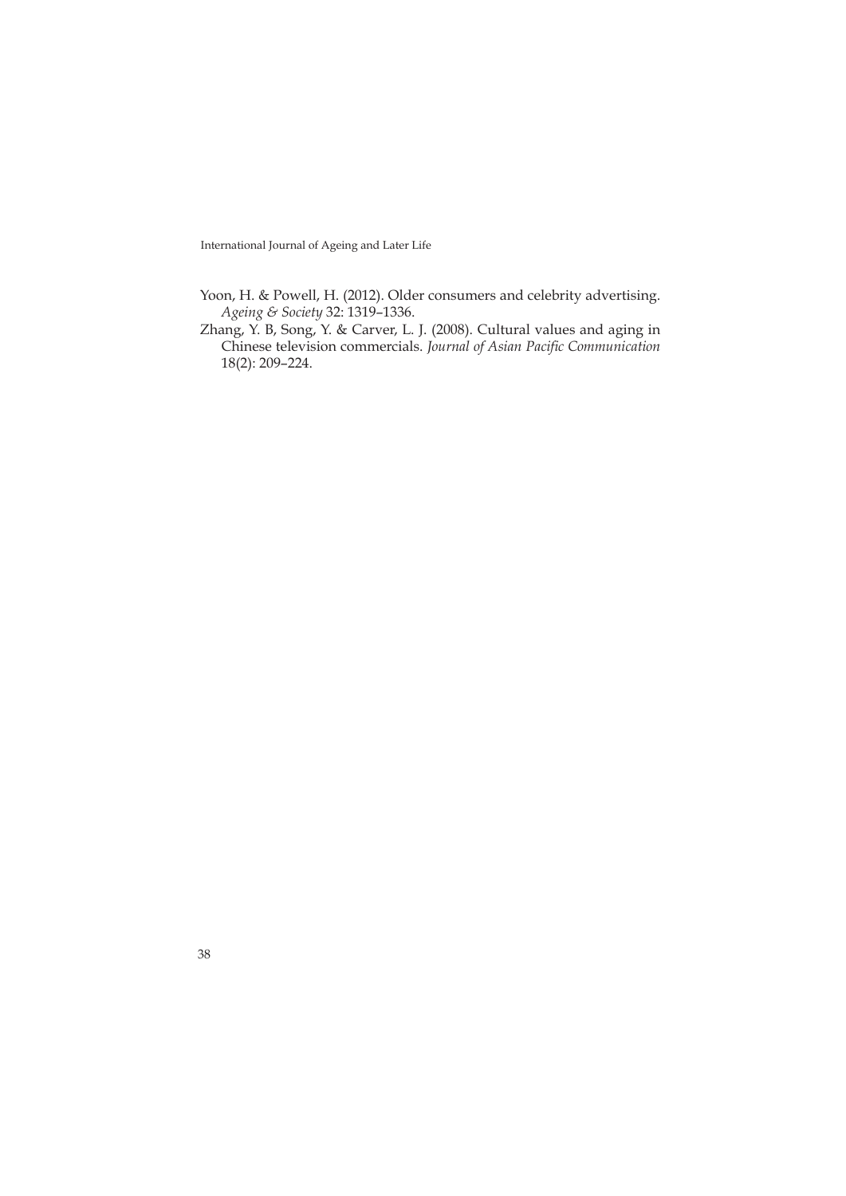Yoon, H. & Powell, H. (2012). Older consumers and celebrity advertising. *Ageing & Society* 32: 1319–1336.

Zhang, Y. B, Song, Y. & Carver, L. J. (2008). Cultural values and aging in Chinese television commercials. *Journal of Asian Pacific Communication* 18(2): 209–224.